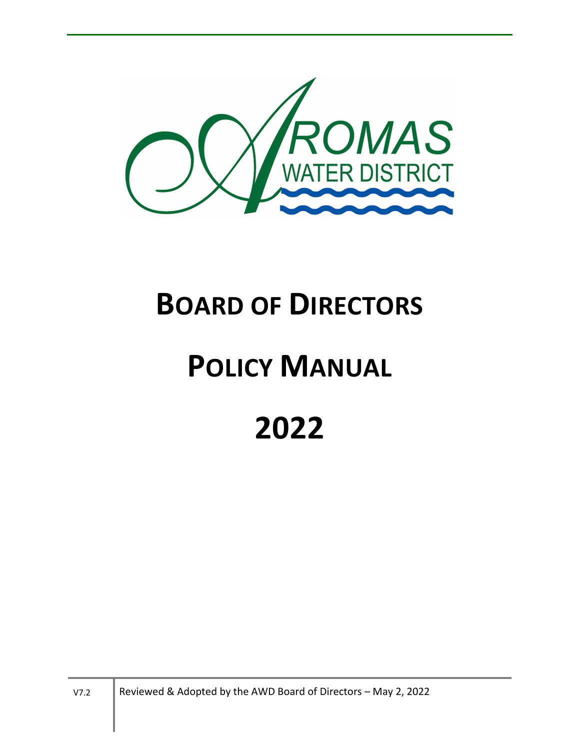AROMAS WATER DISTRICT

# BOARD OF DIRECTORS

# POLICY MANUAL

# 2022

V7.2 | Reviewed & Adopted by the AWD Board of Directors – May 2, 2022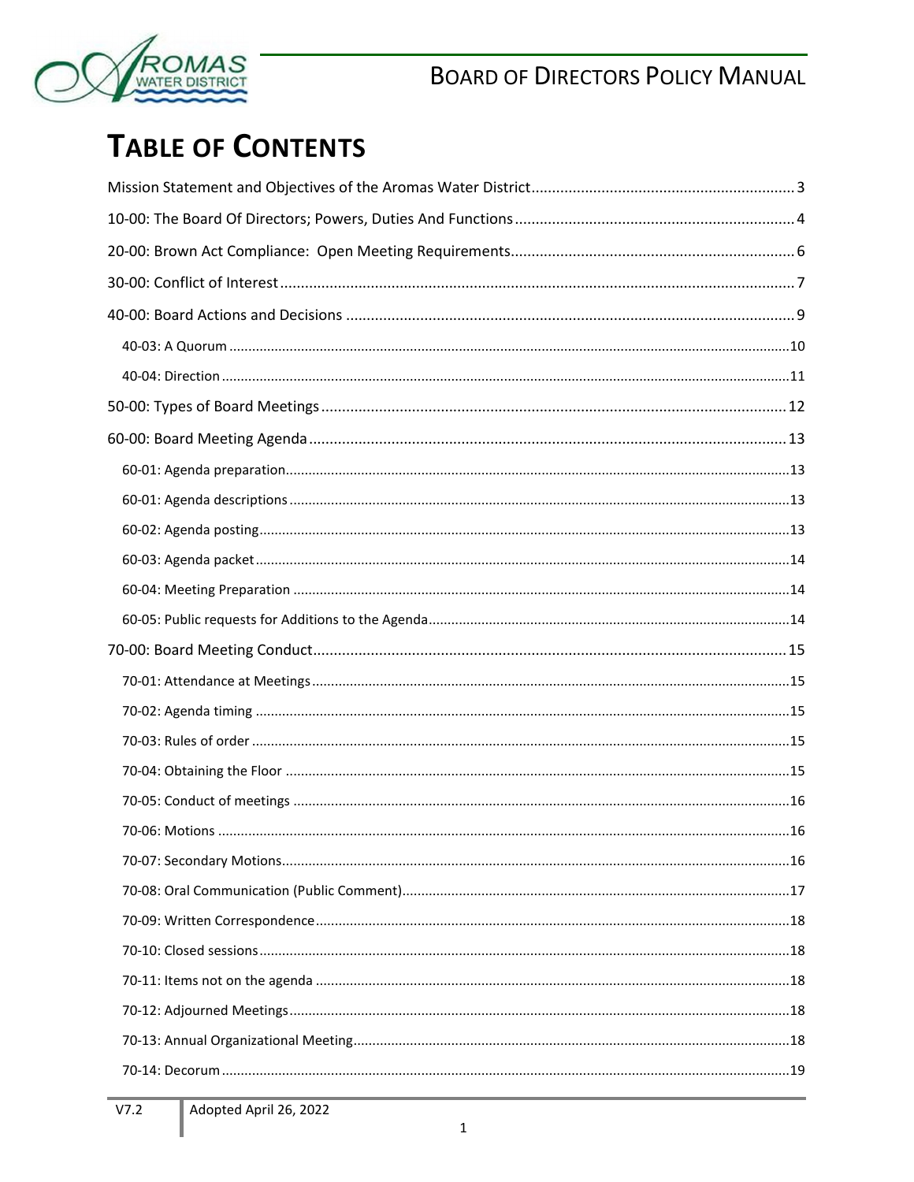# TABLE OF CONTENTS

Mission Statement and Objectives of the Aromas Water District ............ 3

10-00: The Board Of Directors; Powers, Duties And Functions ............ 4

20-00: Brown Act Compliance: Open Meeting Requirements ............ 6

30-00: Conflict of Interest ............ 7

40-00: Board Actions and Decisions ............ 9

- 40-03: A Quorum ............ 10
- 40-04: Direction ............ 11

50-00: Types of Board Meetings ............ 12

60-00: Board Meeting Agenda ............ 13

- 60-01: Agenda preparation ............ 13
- 60-01: Agenda descriptions ............ 13
- 60-02: Agenda posting ............ 13
- 60-03: Agenda packet ............ 14
- 60-04: Meeting Preparation ............ 14
- 60-05: Public requests for Additions to the Agenda ............ 14

70-00: Board Meeting Conduct ............ 15

- 70-01: Attendance at Meetings ............ 15
- 70-02: Agenda timing ............ 15
- 70-03: Rules of order ............ 15
- 70-04: Obtaining the Floor ............ 15
- 70-05: Conduct of meetings ............ 16
- 70-06: Motions ............ 16
- 70-07: Secondary Motions ............ 16
- 70-08: Oral Communication (Public Comment) ............ 17
- 70-09: Written Correspondence ............ 18
- 70-10: Closed sessions ............ 18
- 70-11: Items not on the agenda ............ 18
- 70-12: Adjourned Meetings ............ 18
- 70-13: Annual Organizational Meeting ............ 18
- 70-14: Decorum ............ 19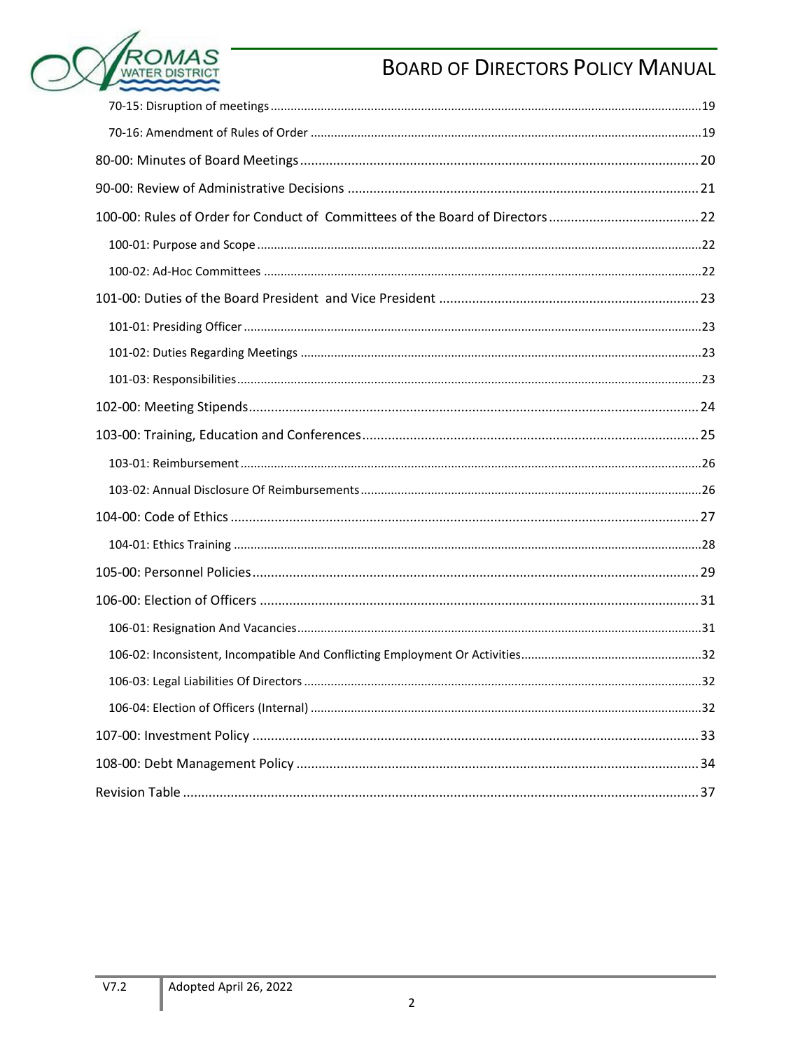70-15: Disruption of meetings ........ 19

70-16: Amendment of Rules of Order ........ 19

80-00: Minutes of Board Meetings ........ 20

90-00: Review of Administrative Decisions ........ 21

100-00: Rules of Order for Conduct of Committees of the Board of Directors ........ 22

100-01: Purpose and Scope ........ 22

100-02: Ad-Hoc Committees ........ 22

101-00: Duties of the Board President and Vice President ........ 23

101-01: Presiding Officer ........ 23

101-02: Duties Regarding Meetings ........ 23

101-03: Responsibilities ........ 23

102-00: Meeting Stipends ........ 24

103-00: Training, Education and Conferences ........ 25

103-01: Reimbursement ........ 26

103-02: Annual Disclosure Of Reimbursements ........ 26

104-00: Code of Ethics ........ 27

104-01: Ethics Training ........ 28

105-00: Personnel Policies ........ 29

106-00: Election of Officers ........ 31

106-01: Resignation And Vacancies ........ 31

106-02: Inconsistent, Incompatible And Conflicting Employment Or Activities ........ 32

106-03: Legal Liabilities Of Directors ........ 32

106-04: Election of Officers (Internal) ........ 32

107-00: Investment Policy ........ 33

108-00: Debt Management Policy ........ 34

Revision Table ........ 37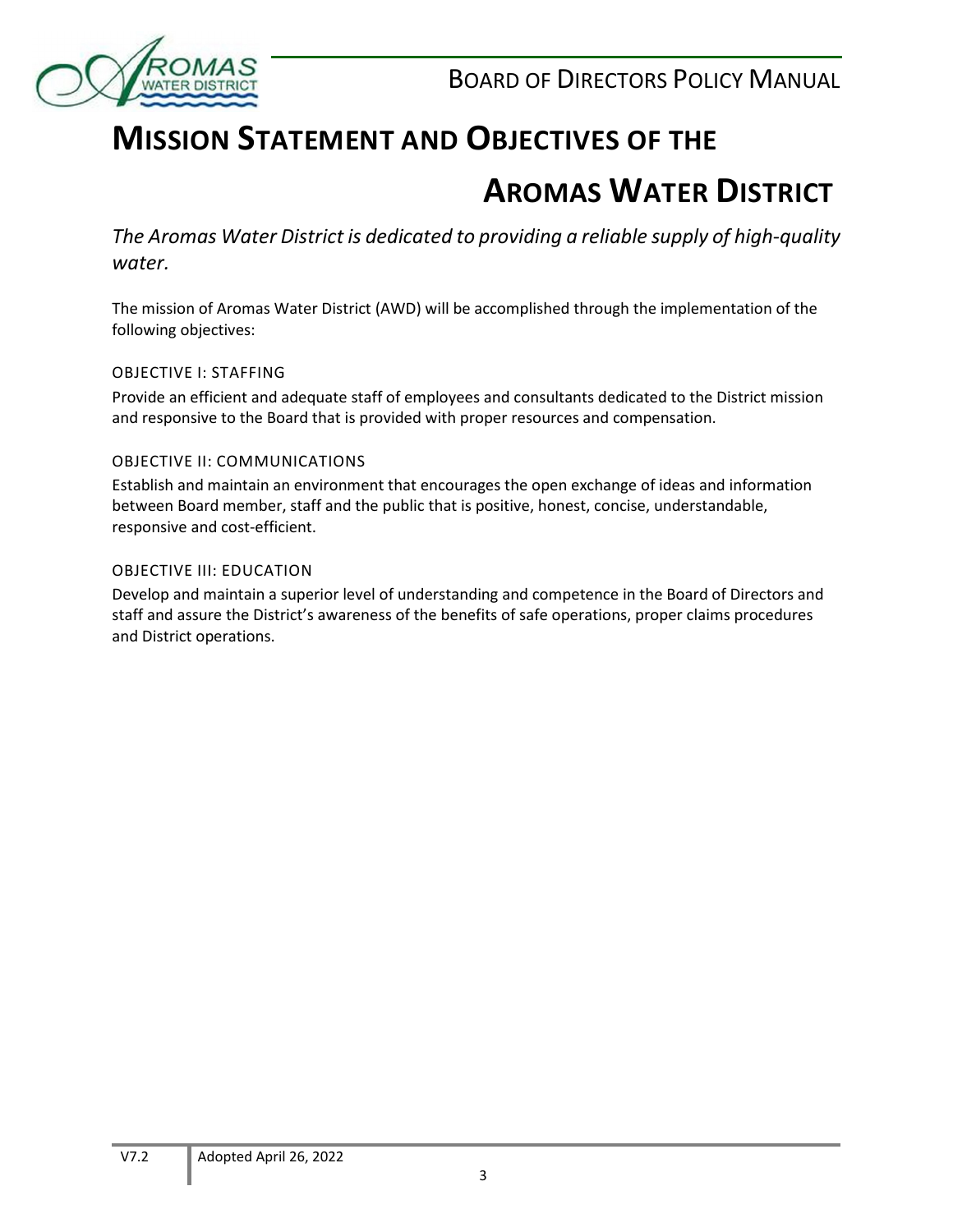# MISSION STATEMENT AND OBJECTIVES OF THE AROMAS WATER DISTRICT

*The Aromas Water District is dedicated to providing a reliable supply of high-quality water.*

The mission of Aromas Water District (AWD) will be accomplished through the implementation of the following objectives:

### OBJECTIVE I: STAFFING

Provide an efficient and adequate staff of employees and consultants dedicated to the District mission and responsive to the Board that is provided with proper resources and compensation.

### OBJECTIVE II: COMMUNICATIONS

Establish and maintain an environment that encourages the open exchange of ideas and information between Board member, staff and the public that is positive, honest, concise, understandable, responsive and cost-efficient.

### OBJECTIVE III: EDUCATION

Develop and maintain a superior level of understanding and competence in the Board of Directors and staff and assure the District's awareness of the benefits of safe operations, proper claims procedures and District operations.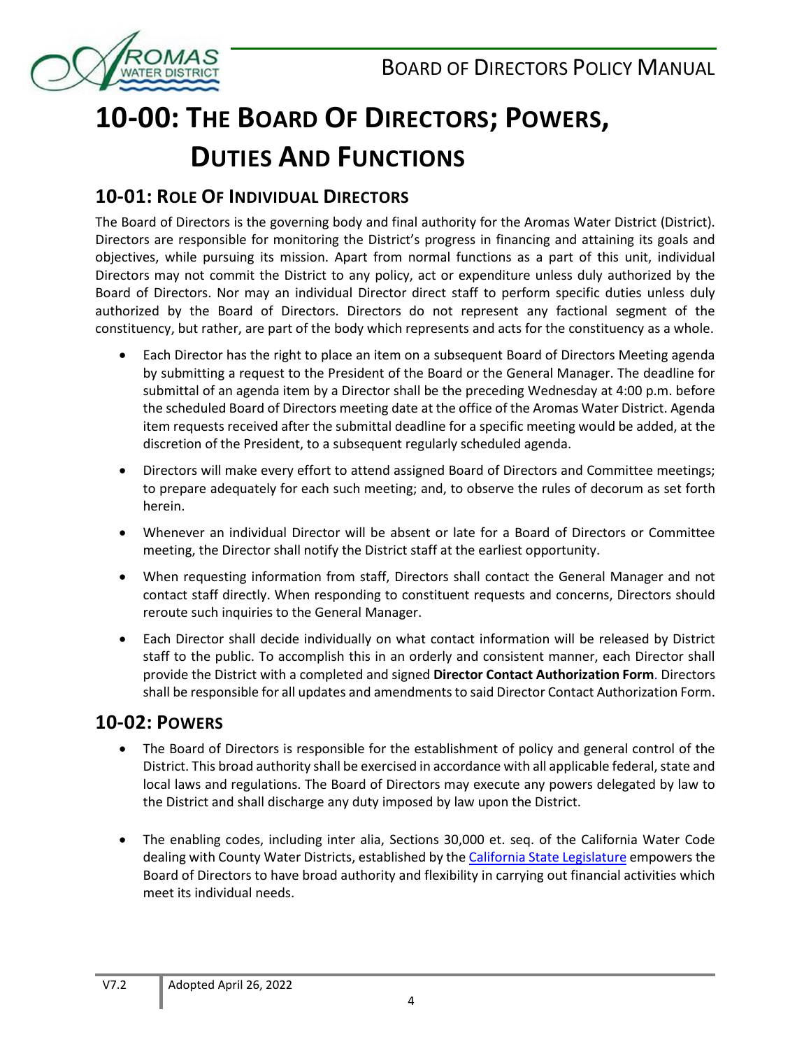# 10-00: The Board Of Directors; Powers, Duties And Functions

## 10-01: Role Of Individual Directors

The Board of Directors is the governing body and final authority for the Aromas Water District (District). Directors are responsible for monitoring the District's progress in financing and attaining its goals and objectives, while pursuing its mission. Apart from normal functions as a part of this unit, individual Directors may not commit the District to any policy, act or expenditure unless duly authorized by the Board of Directors. Nor may an individual Director direct staff to perform specific duties unless duly authorized by the Board of Directors. Directors do not represent any factional segment of the constituency, but rather, are part of the body which represents and acts for the constituency as a whole.

- Each Director has the right to place an item on a subsequent Board of Directors Meeting agenda by submitting a request to the President of the Board or the General Manager. The deadline for submittal of an agenda item by a Director shall be the preceding Wednesday at 4:00 p.m. before the scheduled Board of Directors meeting date at the office of the Aromas Water District. Agenda item requests received after the submittal deadline for a specific meeting would be added, at the discretion of the President, to a subsequent regularly scheduled agenda.
- Directors will make every effort to attend assigned Board of Directors and Committee meetings; to prepare adequately for each such meeting; and, to observe the rules of decorum as set forth herein.
- Whenever an individual Director will be absent or late for a Board of Directors or Committee meeting, the Director shall notify the District staff at the earliest opportunity.
- When requesting information from staff, Directors shall contact the General Manager and not contact staff directly. When responding to constituent requests and concerns, Directors should reroute such inquiries to the General Manager.
- Each Director shall decide individually on what contact information will be released by District staff to the public. To accomplish this in an orderly and consistent manner, each Director shall provide the District with a completed and signed **Director Contact Authorization Form**. Directors shall be responsible for all updates and amendments to said Director Contact Authorization Form.

## 10-02: Powers

- The Board of Directors is responsible for the establishment of policy and general control of the District. This broad authority shall be exercised in accordance with all applicable federal, state and local laws and regulations. The Board of Directors may execute any powers delegated by law to the District and shall discharge any duty imposed by law upon the District.
- The enabling codes, including inter alia, Sections 30,000 et. seq. of the California Water Code dealing with County Water Districts, established by the California State Legislature empowers the Board of Directors to have broad authority and flexibility in carrying out financial activities which meet its individual needs.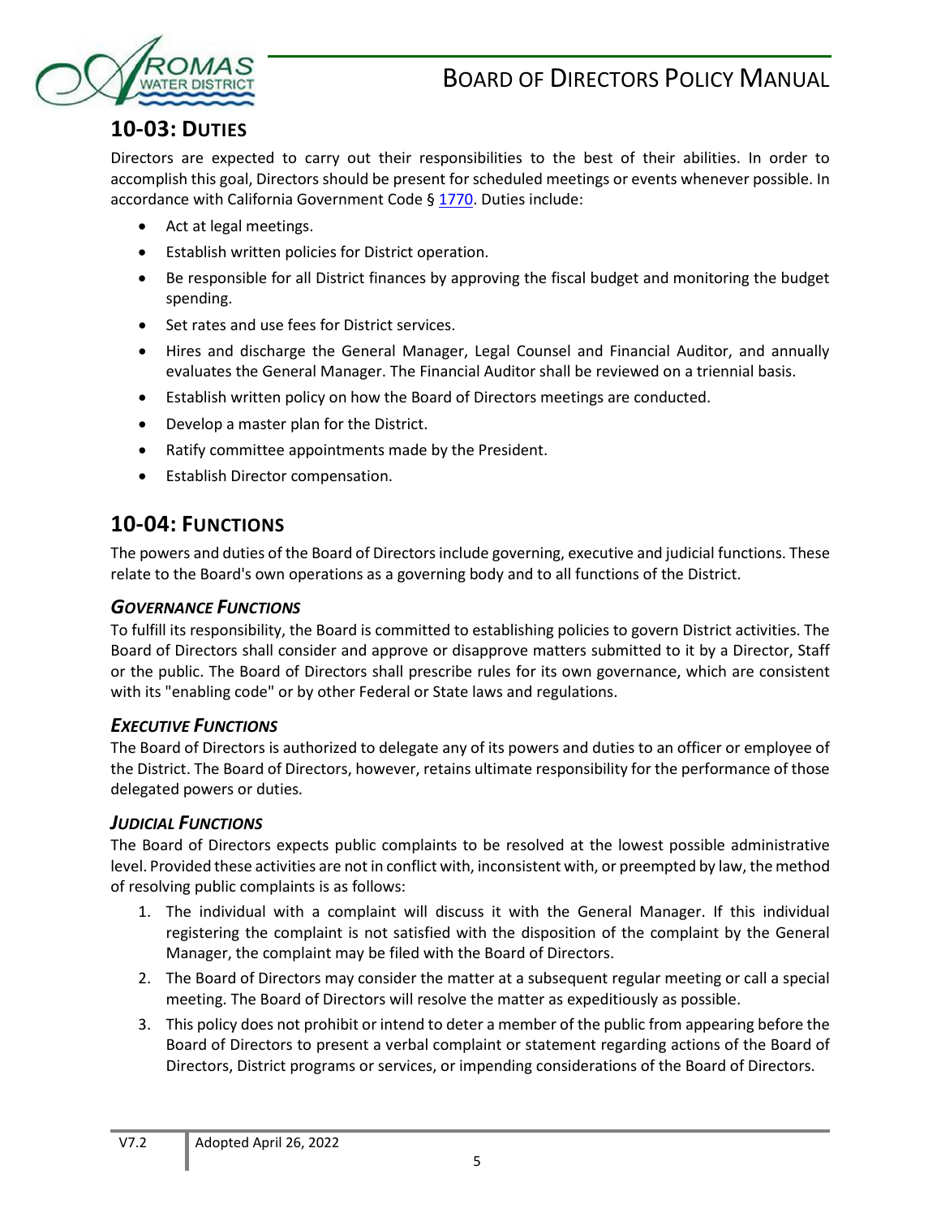## 10-03: Duties

Directors are expected to carry out their responsibilities to the best of their abilities. In order to accomplish this goal, Directors should be present for scheduled meetings or events whenever possible. In accordance with California Government Code § 1770. Duties include:

- Act at legal meetings.
- Establish written policies for District operation.
- Be responsible for all District finances by approving the fiscal budget and monitoring the budget spending.
- Set rates and use fees for District services.
- Hires and discharge the General Manager, Legal Counsel and Financial Auditor, and annually evaluates the General Manager. The Financial Auditor shall be reviewed on a triennial basis.
- Establish written policy on how the Board of Directors meetings are conducted.
- Develop a master plan for the District.
- Ratify committee appointments made by the President.
- Establish Director compensation.

## 10-04: Functions

The powers and duties of the Board of Directors include governing, executive and judicial functions. These relate to the Board's own operations as a governing body and to all functions of the District.

### *Governance Functions*

To fulfill its responsibility, the Board is committed to establishing policies to govern District activities. The Board of Directors shall consider and approve or disapprove matters submitted to it by a Director, Staff or the public. The Board of Directors shall prescribe rules for its own governance, which are consistent with its "enabling code" or by other Federal or State laws and regulations.

### *Executive Functions*

The Board of Directors is authorized to delegate any of its powers and duties to an officer or employee of the District. The Board of Directors, however, retains ultimate responsibility for the performance of those delegated powers or duties.

### *Judicial Functions*

The Board of Directors expects public complaints to be resolved at the lowest possible administrative level. Provided these activities are not in conflict with, inconsistent with, or preempted by law, the method of resolving public complaints is as follows:

1. The individual with a complaint will discuss it with the General Manager. If this individual registering the complaint is not satisfied with the disposition of the complaint by the General Manager, the complaint may be filed with the Board of Directors.
2. The Board of Directors may consider the matter at a subsequent regular meeting or call a special meeting. The Board of Directors will resolve the matter as expeditiously as possible.
3. This policy does not prohibit or intend to deter a member of the public from appearing before the Board of Directors to present a verbal complaint or statement regarding actions of the Board of Directors, District programs or services, or impending considerations of the Board of Directors.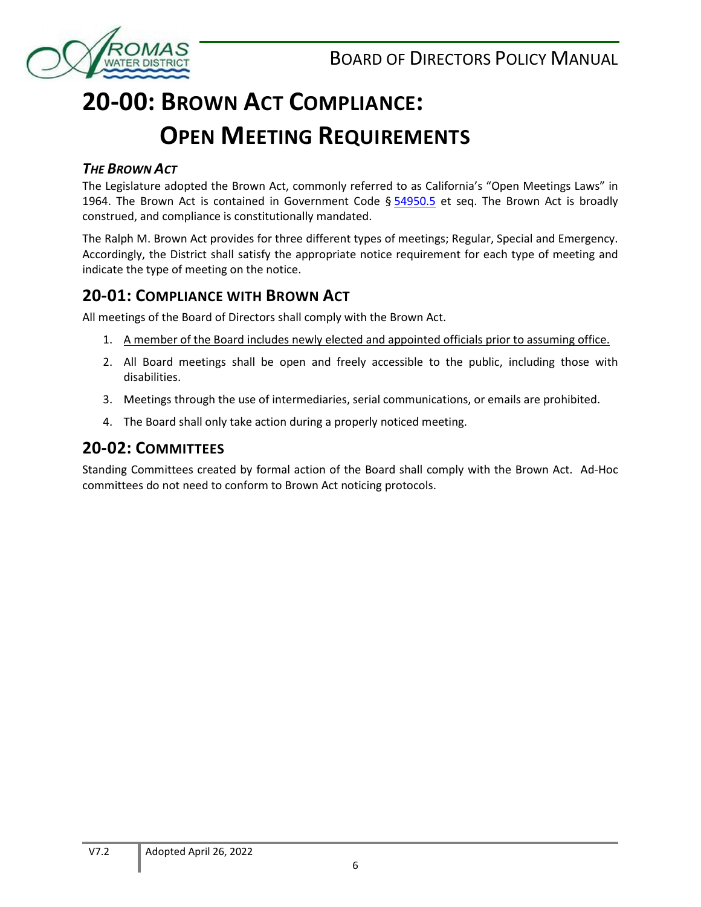# 20-00: Brown Act Compliance: Open Meeting Requirements

### *The Brown Act*

The Legislature adopted the Brown Act, commonly referred to as California's "Open Meetings Laws" in 1964. The Brown Act is contained in Government Code § [54950.5]() et seq. The Brown Act is broadly construed, and compliance is constitutionally mandated.

The Ralph M. Brown Act provides for three different types of meetings; Regular, Special and Emergency. Accordingly, the District shall satisfy the appropriate notice requirement for each type of meeting and indicate the type of meeting on the notice.

## 20-01: Compliance with Brown Act

All meetings of the Board of Directors shall comply with the Brown Act.

1. <u>A member of the Board includes newly elected and appointed officials prior to assuming office.</u>
2. All Board meetings shall be open and freely accessible to the public, including those with disabilities.
3. Meetings through the use of intermediaries, serial communications, or emails are prohibited.
4. The Board shall only take action during a properly noticed meeting.

## 20-02: Committees

Standing Committees created by formal action of the Board shall comply with the Brown Act. Ad-Hoc committees do not need to conform to Brown Act noticing protocols.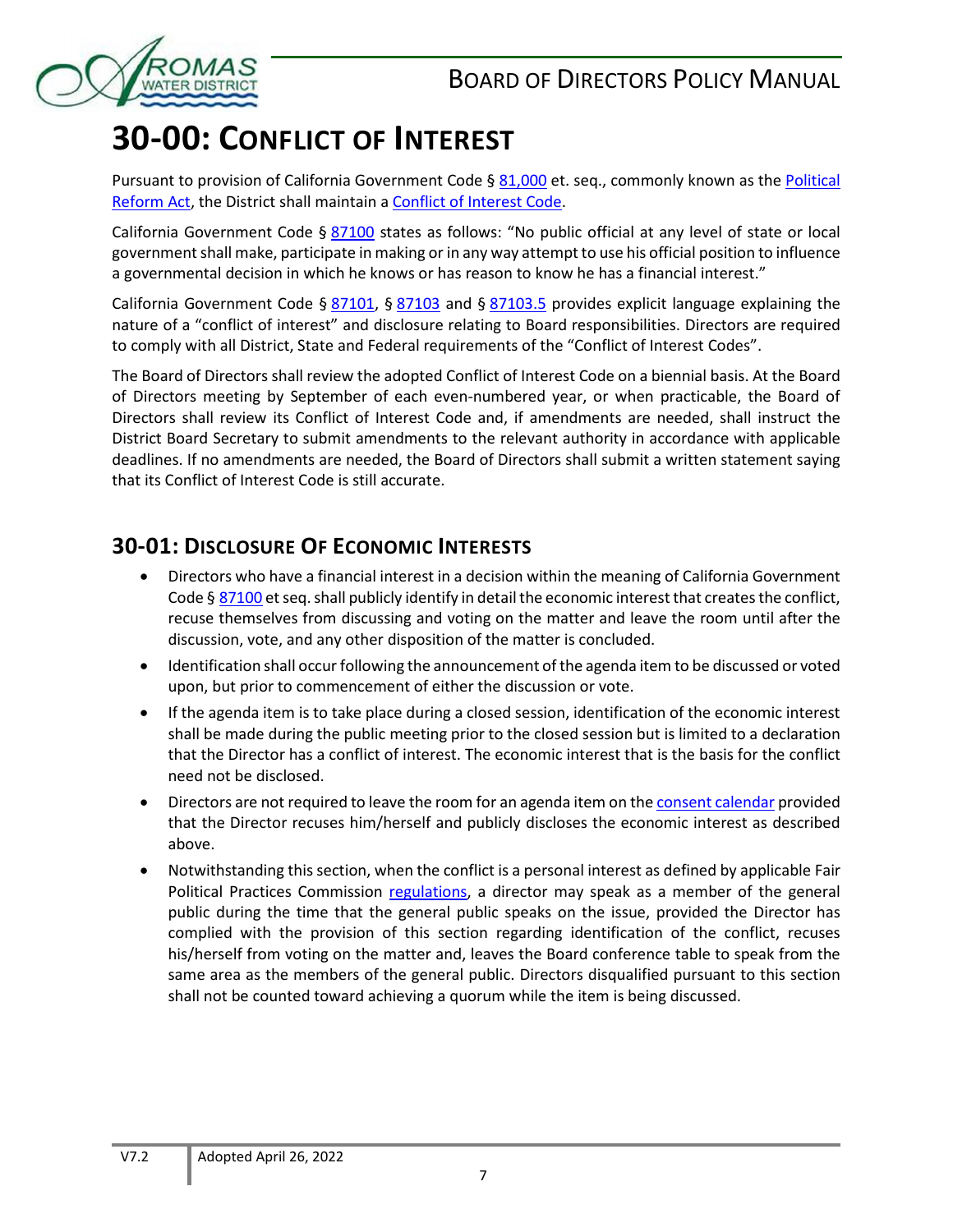# 30-00: Conflict of Interest

Pursuant to provision of California Government Code § 81,000 et. seq., commonly known as the Political Reform Act, the District shall maintain a Conflict of Interest Code.

California Government Code § 87100 states as follows: "No public official at any level of state or local government shall make, participate in making or in any way attempt to use his official position to influence a governmental decision in which he knows or has reason to know he has a financial interest."

California Government Code § 87101, § 87103 and § 87103.5 provides explicit language explaining the nature of a "conflict of interest" and disclosure relating to Board responsibilities. Directors are required to comply with all District, State and Federal requirements of the "Conflict of Interest Codes".

The Board of Directors shall review the adopted Conflict of Interest Code on a biennial basis. At the Board of Directors meeting by September of each even-numbered year, or when practicable, the Board of Directors shall review its Conflict of Interest Code and, if amendments are needed, shall instruct the District Board Secretary to submit amendments to the relevant authority in accordance with applicable deadlines. If no amendments are needed, the Board of Directors shall submit a written statement saying that its Conflict of Interest Code is still accurate.

## 30-01: Disclosure Of Economic Interests

- Directors who have a financial interest in a decision within the meaning of California Government Code § 87100 et seq. shall publicly identify in detail the economic interest that creates the conflict, recuse themselves from discussing and voting on the matter and leave the room until after the discussion, vote, and any other disposition of the matter is concluded.
- Identification shall occur following the announcement of the agenda item to be discussed or voted upon, but prior to commencement of either the discussion or vote.
- If the agenda item is to take place during a closed session, identification of the economic interest shall be made during the public meeting prior to the closed session but is limited to a declaration that the Director has a conflict of interest. The economic interest that is the basis for the conflict need not be disclosed.
- Directors are not required to leave the room for an agenda item on the consent calendar provided that the Director recuses him/herself and publicly discloses the economic interest as described above.
- Notwithstanding this section, when the conflict is a personal interest as defined by applicable Fair Political Practices Commission regulations, a director may speak as a member of the general public during the time that the general public speaks on the issue, provided the Director has complied with the provision of this section regarding identification of the conflict, recuses his/herself from voting on the matter and, leaves the Board conference table to speak from the same area as the members of the general public. Directors disqualified pursuant to this section shall not be counted toward achieving a quorum while the item is being discussed.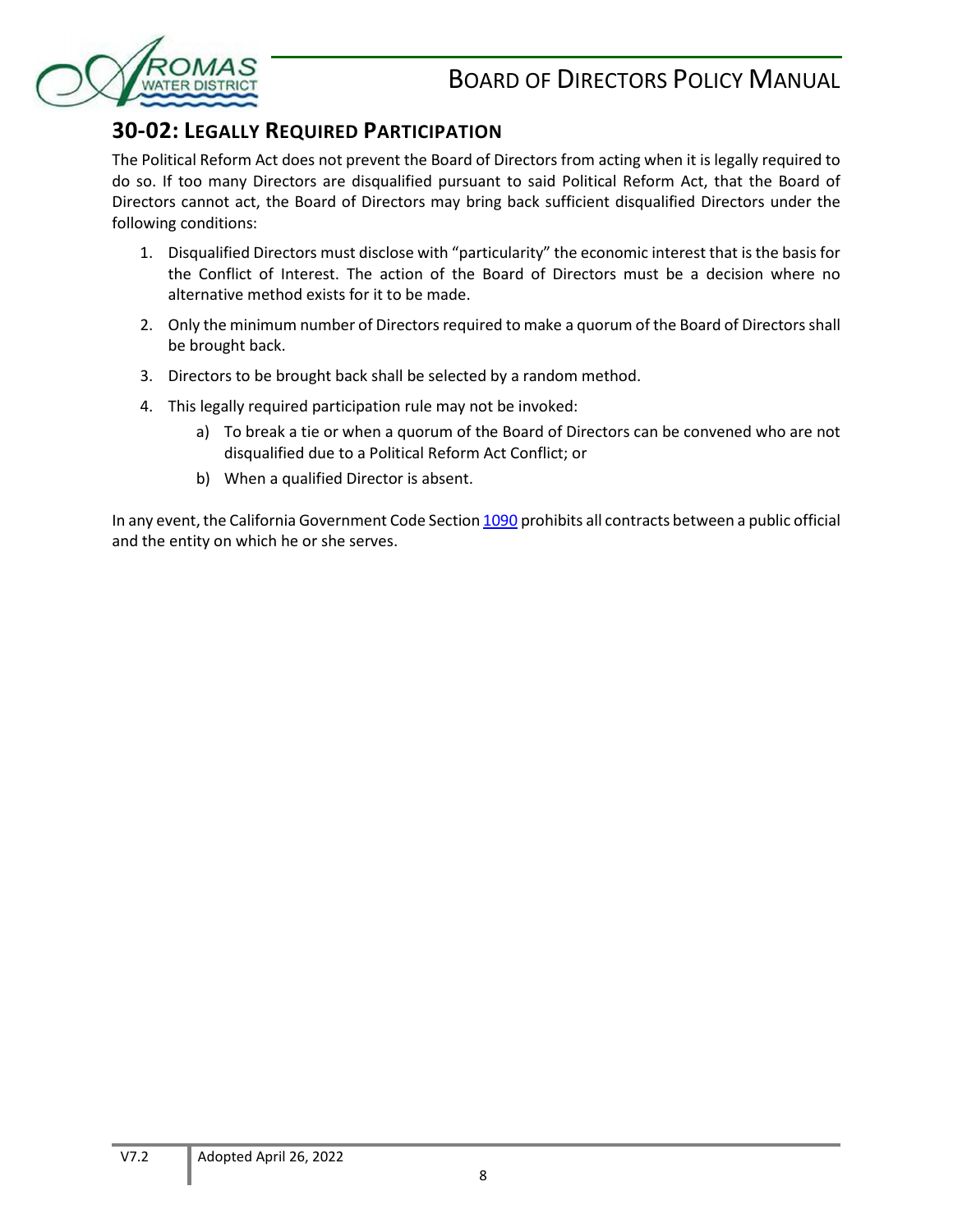## 30-02: Legally Required Participation

The Political Reform Act does not prevent the Board of Directors from acting when it is legally required to do so. If too many Directors are disqualified pursuant to said Political Reform Act, that the Board of Directors cannot act, the Board of Directors may bring back sufficient disqualified Directors under the following conditions:

1. Disqualified Directors must disclose with "particularity" the economic interest that is the basis for the Conflict of Interest. The action of the Board of Directors must be a decision where no alternative method exists for it to be made.
2. Only the minimum number of Directors required to make a quorum of the Board of Directors shall be brought back.
3. Directors to be brought back shall be selected by a random method.
4. This legally required participation rule may not be invoked:
   a) To break a tie or when a quorum of the Board of Directors can be convened who are not disqualified due to a Political Reform Act Conflict; or
   b) When a qualified Director is absent.

In any event, the California Government Code Section 1090 prohibits all contracts between a public official and the entity on which he or she serves.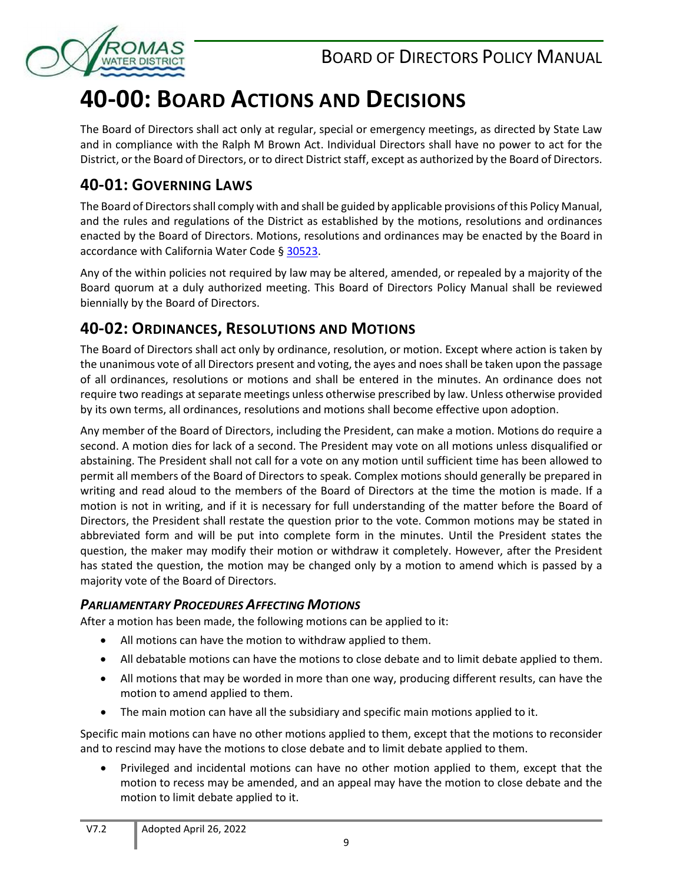# 40-00: Board Actions and Decisions

The Board of Directors shall act only at regular, special or emergency meetings, as directed by State Law and in compliance with the Ralph M Brown Act. Individual Directors shall have no power to act for the District, or the Board of Directors, or to direct District staff, except as authorized by the Board of Directors.

## 40-01: Governing Laws

The Board of Directors shall comply with and shall be guided by applicable provisions of this Policy Manual, and the rules and regulations of the District as established by the motions, resolutions and ordinances enacted by the Board of Directors. Motions, resolutions and ordinances may be enacted by the Board in accordance with California Water Code § 30523.

Any of the within policies not required by law may be altered, amended, or repealed by a majority of the Board quorum at a duly authorized meeting. This Board of Directors Policy Manual shall be reviewed biennially by the Board of Directors.

## 40-02: Ordinances, Resolutions and Motions

The Board of Directors shall act only by ordinance, resolution, or motion. Except where action is taken by the unanimous vote of all Directors present and voting, the ayes and noes shall be taken upon the passage of all ordinances, resolutions or motions and shall be entered in the minutes. An ordinance does not require two readings at separate meetings unless otherwise prescribed by law. Unless otherwise provided by its own terms, all ordinances, resolutions and motions shall become effective upon adoption.

Any member of the Board of Directors, including the President, can make a motion. Motions do require a second. A motion dies for lack of a second. The President may vote on all motions unless disqualified or abstaining. The President shall not call for a vote on any motion until sufficient time has been allowed to permit all members of the Board of Directors to speak. Complex motions should generally be prepared in writing and read aloud to the members of the Board of Directors at the time the motion is made. If a motion is not in writing, and if it is necessary for full understanding of the matter before the Board of Directors, the President shall restate the question prior to the vote. Common motions may be stated in abbreviated form and will be put into complete form in the minutes. Until the President states the question, the maker may modify their motion or withdraw it completely. However, after the President has stated the question, the motion may be changed only by a motion to amend which is passed by a majority vote of the Board of Directors.

### *Parliamentary Procedures Affecting Motions*

After a motion has been made, the following motions can be applied to it:

- All motions can have the motion to withdraw applied to them.
- All debatable motions can have the motions to close debate and to limit debate applied to them.
- All motions that may be worded in more than one way, producing different results, can have the motion to amend applied to them.
- The main motion can have all the subsidiary and specific main motions applied to it.

Specific main motions can have no other motions applied to them, except that the motions to reconsider and to rescind may have the motions to close debate and to limit debate applied to them.

- Privileged and incidental motions can have no other motion applied to them, except that the motion to recess may be amended, and an appeal may have the motion to close debate and the motion to limit debate applied to it.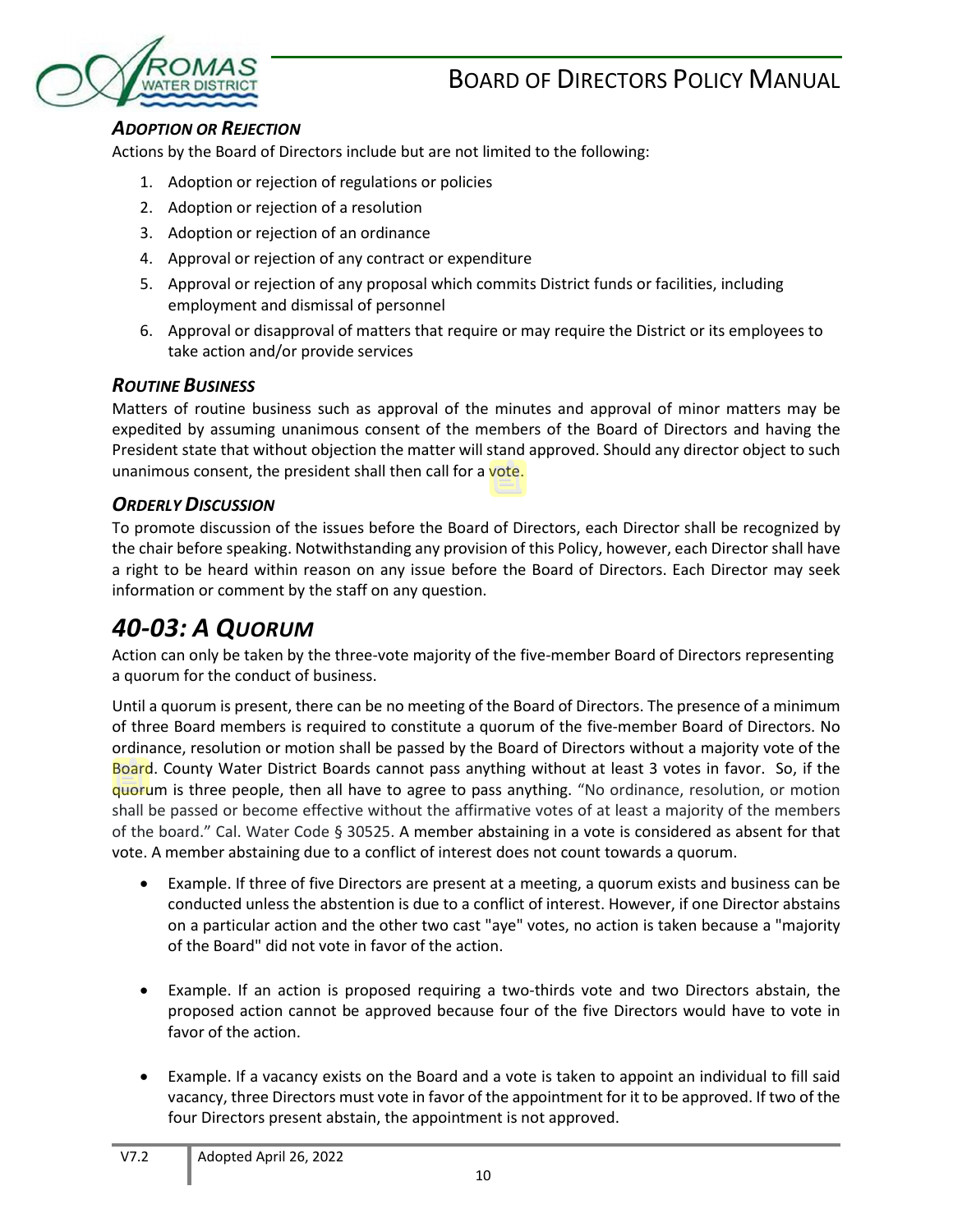### *ADOPTION OR REJECTION*

Actions by the Board of Directors include but are not limited to the following:

1. Adoption or rejection of regulations or policies
2. Adoption or rejection of a resolution
3. Adoption or rejection of an ordinance
4. Approval or rejection of any contract or expenditure
5. Approval or rejection of any proposal which commits District funds or facilities, including employment and dismissal of personnel
6. Approval or disapproval of matters that require or may require the District or its employees to take action and/or provide services

### *ROUTINE BUSINESS*

Matters of routine business such as approval of the minutes and approval of minor matters may be expedited by assuming unanimous consent of the members of the Board of Directors and having the President state that without objection the matter will stand approved. Should any director object to such unanimous consent, the president shall then call for a vote.

### *ORDERLY DISCUSSION*

To promote discussion of the issues before the Board of Directors, each Director shall be recognized by the chair before speaking. Notwithstanding any provision of this Policy, however, each Director shall have a right to be heard within reason on any issue before the Board of Directors. Each Director may seek information or comment by the staff on any question.

## *40-03: A QUORUM*

Action can only be taken by the three-vote majority of the five-member Board of Directors representing a quorum for the conduct of business.

Until a quorum is present, there can be no meeting of the Board of Directors. The presence of a minimum of three Board members is required to constitute a quorum of the five-member Board of Directors. No ordinance, resolution or motion shall be passed by the Board of Directors without a majority vote of the Board. County Water District Boards cannot pass anything without at least 3 votes in favor. So, if the quorum is three people, then all have to agree to pass anything. "No ordinance, resolution, or motion shall be passed or become effective without the affirmative votes of at least a majority of the members of the board." Cal. Water Code § 30525. A member abstaining in a vote is considered as absent for that vote. A member abstaining due to a conflict of interest does not count towards a quorum.

- Example. If three of five Directors are present at a meeting, a quorum exists and business can be conducted unless the abstention is due to a conflict of interest. However, if one Director abstains on a particular action and the other two cast "aye" votes, no action is taken because a "majority of the Board" did not vote in favor of the action.

- Example. If an action is proposed requiring a two-thirds vote and two Directors abstain, the proposed action cannot be approved because four of the five Directors would have to vote in favor of the action.

- Example. If a vacancy exists on the Board and a vote is taken to appoint an individual to fill said vacancy, three Directors must vote in favor of the appointment for it to be approved. If two of the four Directors present abstain, the appointment is not approved.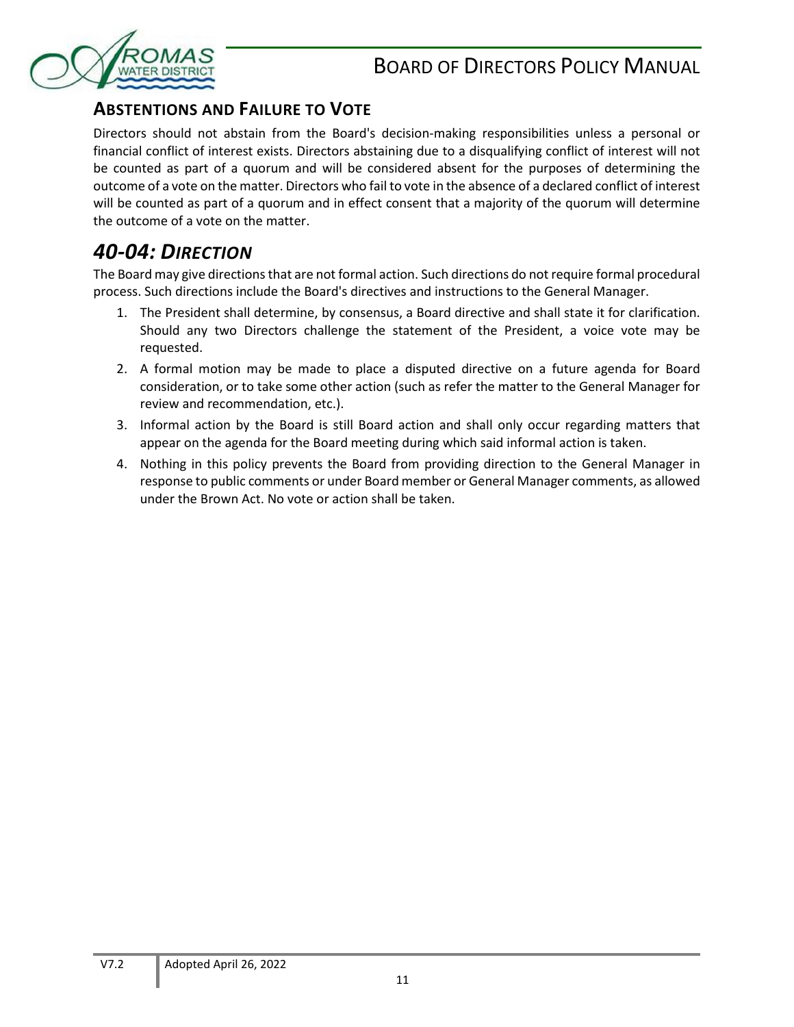### ABSTENTIONS AND FAILURE TO VOTE

Directors should not abstain from the Board's decision-making responsibilities unless a personal or financial conflict of interest exists. Directors abstaining due to a disqualifying conflict of interest will not be counted as part of a quorum and will be considered absent for the purposes of determining the outcome of a vote on the matter. Directors who fail to vote in the absence of a declared conflict of interest will be counted as part of a quorum and in effect consent that a majority of the quorum will determine the outcome of a vote on the matter.

## *40-04: DIRECTION*

The Board may give directions that are not formal action. Such directions do not require formal procedural process. Such directions include the Board's directives and instructions to the General Manager.

1. The President shall determine, by consensus, a Board directive and shall state it for clarification. Should any two Directors challenge the statement of the President, a voice vote may be requested.
2. A formal motion may be made to place a disputed directive on a future agenda for Board consideration, or to take some other action (such as refer the matter to the General Manager for review and recommendation, etc.).
3. Informal action by the Board is still Board action and shall only occur regarding matters that appear on the agenda for the Board meeting during which said informal action is taken.
4. Nothing in this policy prevents the Board from providing direction to the General Manager in response to public comments or under Board member or General Manager comments, as allowed under the Brown Act. No vote or action shall be taken.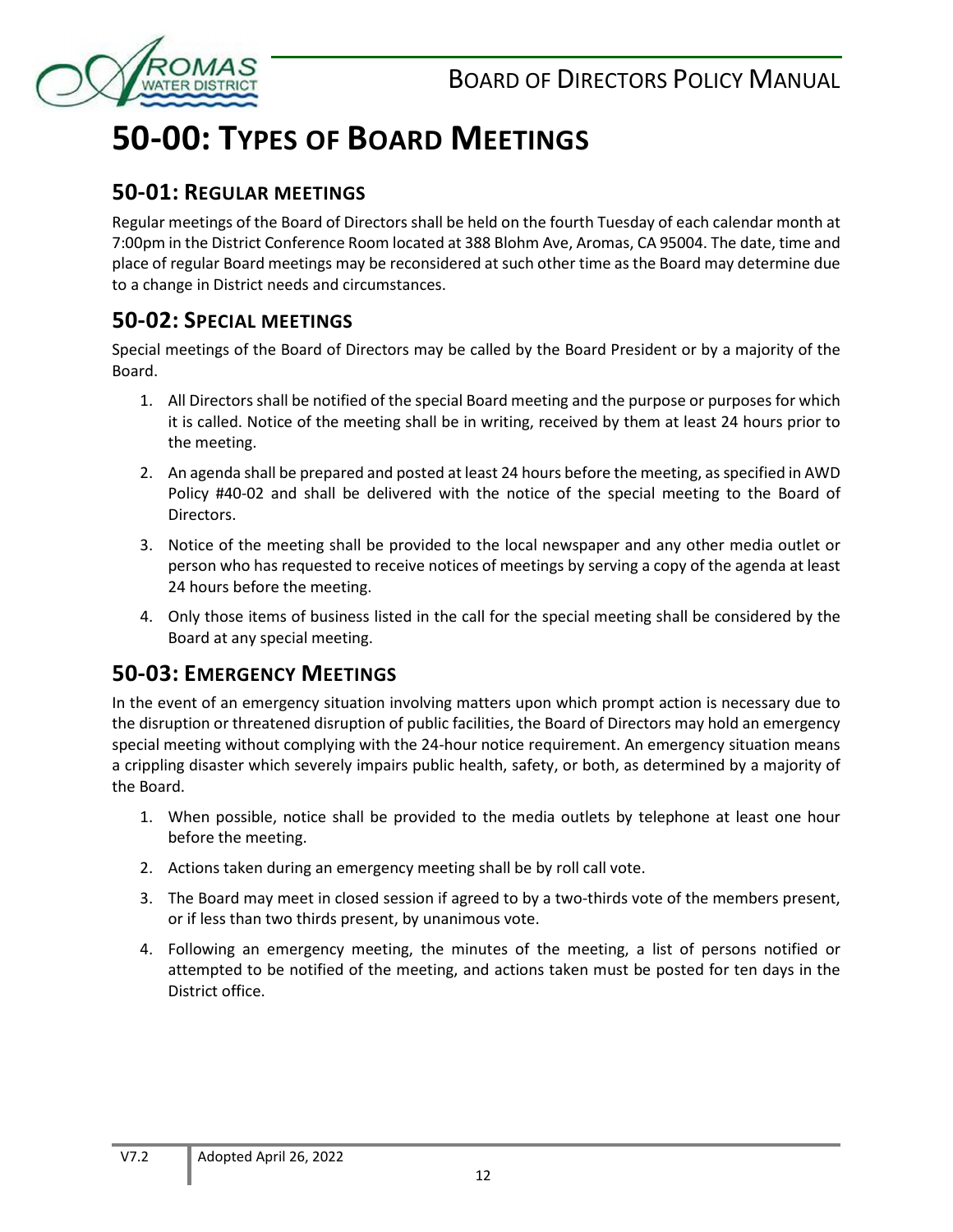# 50-00: TYPES OF BOARD MEETINGS

## 50-01: REGULAR MEETINGS

Regular meetings of the Board of Directors shall be held on the fourth Tuesday of each calendar month at 7:00pm in the District Conference Room located at 388 Blohm Ave, Aromas, CA 95004. The date, time and place of regular Board meetings may be reconsidered at such other time as the Board may determine due to a change in District needs and circumstances.

## 50-02: SPECIAL MEETINGS

Special meetings of the Board of Directors may be called by the Board President or by a majority of the Board.

1. All Directors shall be notified of the special Board meeting and the purpose or purposes for which it is called. Notice of the meeting shall be in writing, received by them at least 24 hours prior to the meeting.
2. An agenda shall be prepared and posted at least 24 hours before the meeting, as specified in AWD Policy #40-02 and shall be delivered with the notice of the special meeting to the Board of Directors.
3. Notice of the meeting shall be provided to the local newspaper and any other media outlet or person who has requested to receive notices of meetings by serving a copy of the agenda at least 24 hours before the meeting.
4. Only those items of business listed in the call for the special meeting shall be considered by the Board at any special meeting.

## 50-03: EMERGENCY MEETINGS

In the event of an emergency situation involving matters upon which prompt action is necessary due to the disruption or threatened disruption of public facilities, the Board of Directors may hold an emergency special meeting without complying with the 24-hour notice requirement. An emergency situation means a crippling disaster which severely impairs public health, safety, or both, as determined by a majority of the Board.

1. When possible, notice shall be provided to the media outlets by telephone at least one hour before the meeting.
2. Actions taken during an emergency meeting shall be by roll call vote.
3. The Board may meet in closed session if agreed to by a two-thirds vote of the members present, or if less than two thirds present, by unanimous vote.
4. Following an emergency meeting, the minutes of the meeting, a list of persons notified or attempted to be notified of the meeting, and actions taken must be posted for ten days in the District office.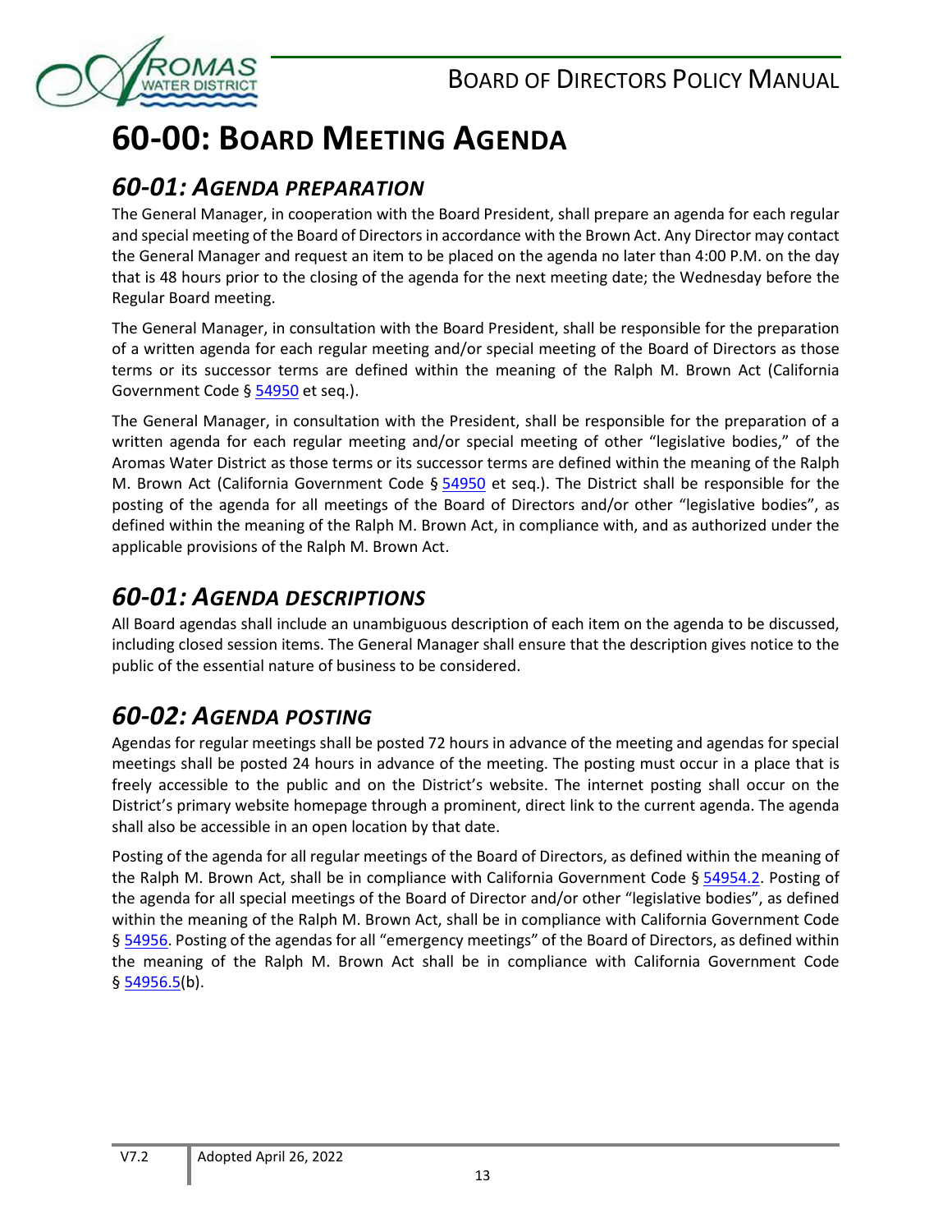# 60-00: Board Meeting Agenda

## 60-01: Agenda Preparation

The General Manager, in cooperation with the Board President, shall prepare an agenda for each regular and special meeting of the Board of Directors in accordance with the Brown Act. Any Director may contact the General Manager and request an item to be placed on the agenda no later than 4:00 P.M. on the day that is 48 hours prior to the closing of the agenda for the next meeting date; the Wednesday before the Regular Board meeting.

The General Manager, in consultation with the Board President, shall be responsible for the preparation of a written agenda for each regular meeting and/or special meeting of the Board of Directors as those terms or its successor terms are defined within the meaning of the Ralph M. Brown Act (California Government Code § 54950 et seq.).

The General Manager, in consultation with the President, shall be responsible for the preparation of a written agenda for each regular meeting and/or special meeting of other "legislative bodies," of the Aromas Water District as those terms or its successor terms are defined within the meaning of the Ralph M. Brown Act (California Government Code § 54950 et seq.). The District shall be responsible for the posting of the agenda for all meetings of the Board of Directors and/or other "legislative bodies", as defined within the meaning of the Ralph M. Brown Act, in compliance with, and as authorized under the applicable provisions of the Ralph M. Brown Act.

## 60-01: Agenda Descriptions

All Board agendas shall include an unambiguous description of each item on the agenda to be discussed, including closed session items. The General Manager shall ensure that the description gives notice to the public of the essential nature of business to be considered.

## 60-02: Agenda Posting

Agendas for regular meetings shall be posted 72 hours in advance of the meeting and agendas for special meetings shall be posted 24 hours in advance of the meeting. The posting must occur in a place that is freely accessible to the public and on the District's website. The internet posting shall occur on the District's primary website homepage through a prominent, direct link to the current agenda. The agenda shall also be accessible in an open location by that date.

Posting of the agenda for all regular meetings of the Board of Directors, as defined within the meaning of the Ralph M. Brown Act, shall be in compliance with California Government Code § 54954.2. Posting of the agenda for all special meetings of the Board of Director and/or other "legislative bodies", as defined within the meaning of the Ralph M. Brown Act, shall be in compliance with California Government Code § 54956. Posting of the agendas for all "emergency meetings" of the Board of Directors, as defined within the meaning of the Ralph M. Brown Act shall be in compliance with California Government Code § 54956.5(b).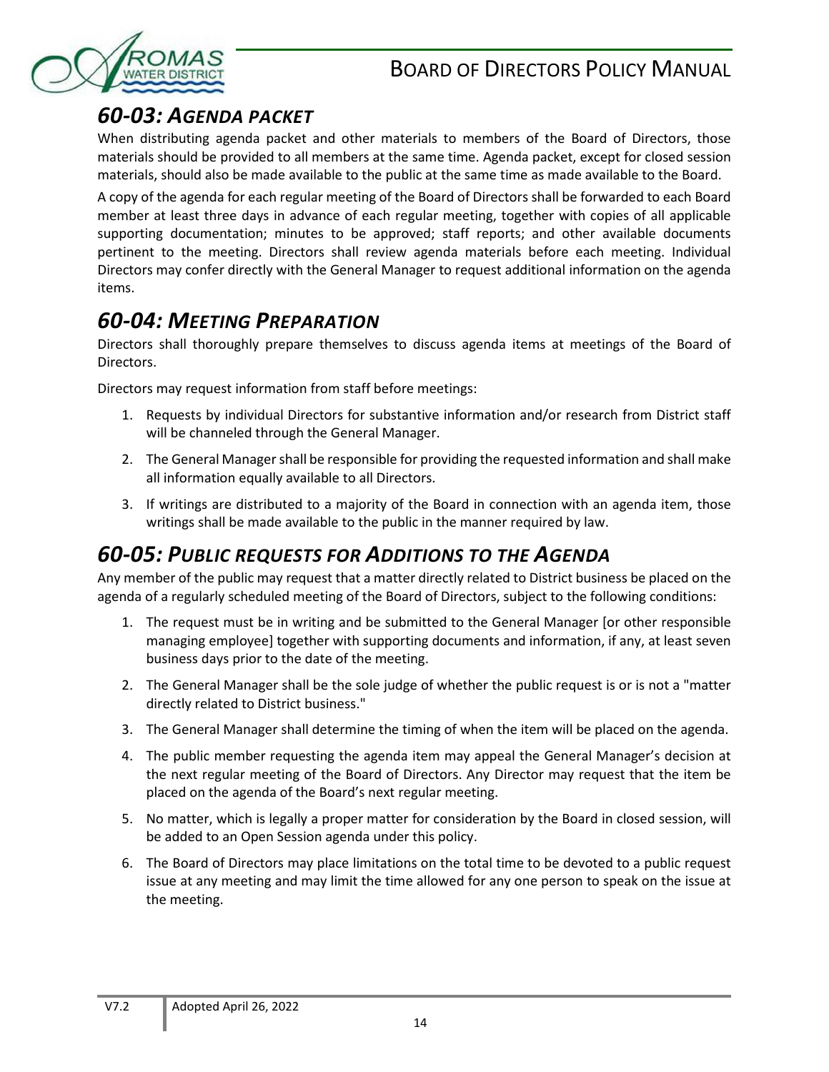## *60-03: Agenda Packet*

When distributing agenda packet and other materials to members of the Board of Directors, those materials should be provided to all members at the same time. Agenda packet, except for closed session materials, should also be made available to the public at the same time as made available to the Board.

A copy of the agenda for each regular meeting of the Board of Directors shall be forwarded to each Board member at least three days in advance of each regular meeting, together with copies of all applicable supporting documentation; minutes to be approved; staff reports; and other available documents pertinent to the meeting. Directors shall review agenda materials before each meeting. Individual Directors may confer directly with the General Manager to request additional information on the agenda items.

## *60-04: Meeting Preparation*

Directors shall thoroughly prepare themselves to discuss agenda items at meetings of the Board of Directors.

Directors may request information from staff before meetings:

1. Requests by individual Directors for substantive information and/or research from District staff will be channeled through the General Manager.
2. The General Manager shall be responsible for providing the requested information and shall make all information equally available to all Directors.
3. If writings are distributed to a majority of the Board in connection with an agenda item, those writings shall be made available to the public in the manner required by law.

## *60-05: Public Requests for Additions to the Agenda*

Any member of the public may request that a matter directly related to District business be placed on the agenda of a regularly scheduled meeting of the Board of Directors, subject to the following conditions:

1. The request must be in writing and be submitted to the General Manager [or other responsible managing employee] together with supporting documents and information, if any, at least seven business days prior to the date of the meeting.
2. The General Manager shall be the sole judge of whether the public request is or is not a "matter directly related to District business."
3. The General Manager shall determine the timing of when the item will be placed on the agenda.
4. The public member requesting the agenda item may appeal the General Manager's decision at the next regular meeting of the Board of Directors. Any Director may request that the item be placed on the agenda of the Board's next regular meeting.
5. No matter, which is legally a proper matter for consideration by the Board in closed session, will be added to an Open Session agenda under this policy.
6. The Board of Directors may place limitations on the total time to be devoted to a public request issue at any meeting and may limit the time allowed for any one person to speak on the issue at the meeting.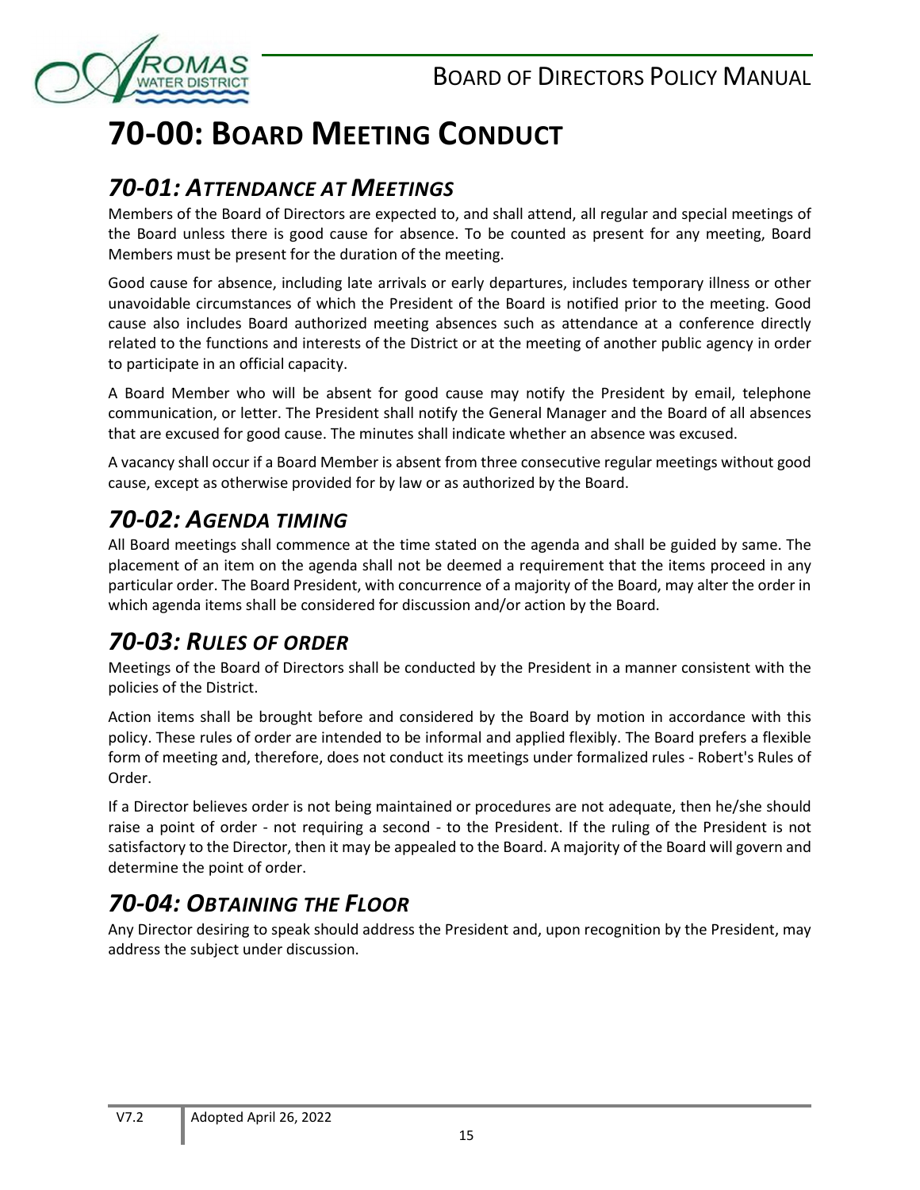# 70-00: Board Meeting Conduct

## *70-01: Attendance at Meetings*

Members of the Board of Directors are expected to, and shall attend, all regular and special meetings of the Board unless there is good cause for absence. To be counted as present for any meeting, Board Members must be present for the duration of the meeting.

Good cause for absence, including late arrivals or early departures, includes temporary illness or other unavoidable circumstances of which the President of the Board is notified prior to the meeting. Good cause also includes Board authorized meeting absences such as attendance at a conference directly related to the functions and interests of the District or at the meeting of another public agency in order to participate in an official capacity.

A Board Member who will be absent for good cause may notify the President by email, telephone communication, or letter. The President shall notify the General Manager and the Board of all absences that are excused for good cause. The minutes shall indicate whether an absence was excused.

A vacancy shall occur if a Board Member is absent from three consecutive regular meetings without good cause, except as otherwise provided for by law or as authorized by the Board.

## *70-02: Agenda Timing*

All Board meetings shall commence at the time stated on the agenda and shall be guided by same. The placement of an item on the agenda shall not be deemed a requirement that the items proceed in any particular order. The Board President, with concurrence of a majority of the Board, may alter the order in which agenda items shall be considered for discussion and/or action by the Board.

## *70-03: Rules of Order*

Meetings of the Board of Directors shall be conducted by the President in a manner consistent with the policies of the District.

Action items shall be brought before and considered by the Board by motion in accordance with this policy. These rules of order are intended to be informal and applied flexibly. The Board prefers a flexible form of meeting and, therefore, does not conduct its meetings under formalized rules - Robert's Rules of Order.

If a Director believes order is not being maintained or procedures are not adequate, then he/she should raise a point of order - not requiring a second - to the President. If the ruling of the President is not satisfactory to the Director, then it may be appealed to the Board. A majority of the Board will govern and determine the point of order.

## *70-04: Obtaining the Floor*

Any Director desiring to speak should address the President and, upon recognition by the President, may address the subject under discussion.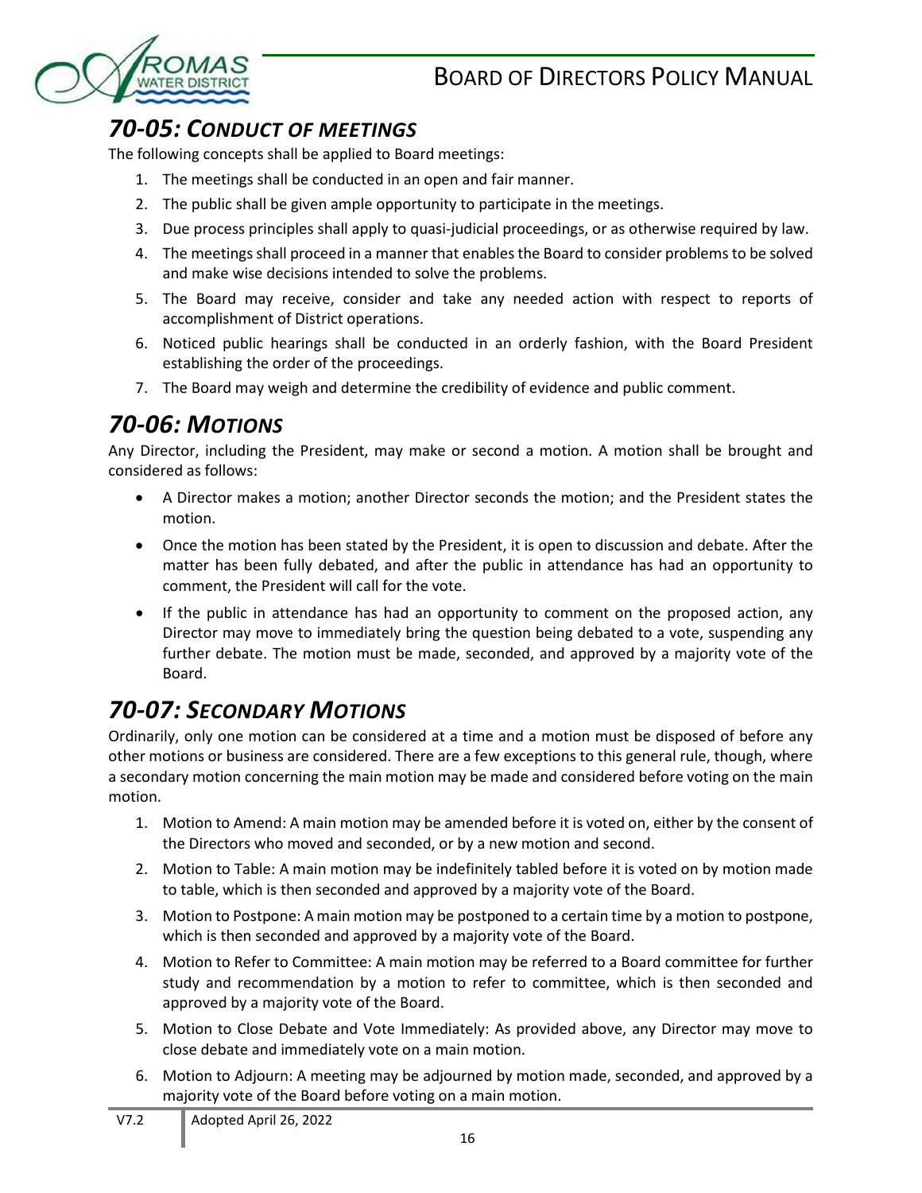## *70-05: Conduct of Meetings*

The following concepts shall be applied to Board meetings:

1. The meetings shall be conducted in an open and fair manner.
2. The public shall be given ample opportunity to participate in the meetings.
3. Due process principles shall apply to quasi-judicial proceedings, or as otherwise required by law.
4. The meetings shall proceed in a manner that enables the Board to consider problems to be solved and make wise decisions intended to solve the problems.
5. The Board may receive, consider and take any needed action with respect to reports of accomplishment of District operations.
6. Noticed public hearings shall be conducted in an orderly fashion, with the Board President establishing the order of the proceedings.
7. The Board may weigh and determine the credibility of evidence and public comment.

## *70-06: Motions*

Any Director, including the President, may make or second a motion. A motion shall be brought and considered as follows:

- A Director makes a motion; another Director seconds the motion; and the President states the motion.
- Once the motion has been stated by the President, it is open to discussion and debate. After the matter has been fully debated, and after the public in attendance has had an opportunity to comment, the President will call for the vote.
- If the public in attendance has had an opportunity to comment on the proposed action, any Director may move to immediately bring the question being debated to a vote, suspending any further debate. The motion must be made, seconded, and approved by a majority vote of the Board.

## *70-07: Secondary Motions*

Ordinarily, only one motion can be considered at a time and a motion must be disposed of before any other motions or business are considered. There are a few exceptions to this general rule, though, where a secondary motion concerning the main motion may be made and considered before voting on the main motion.

1. Motion to Amend: A main motion may be amended before it is voted on, either by the consent of the Directors who moved and seconded, or by a new motion and second.
2. Motion to Table: A main motion may be indefinitely tabled before it is voted on by motion made to table, which is then seconded and approved by a majority vote of the Board.
3. Motion to Postpone: A main motion may be postponed to a certain time by a motion to postpone, which is then seconded and approved by a majority vote of the Board.
4. Motion to Refer to Committee: A main motion may be referred to a Board committee for further study and recommendation by a motion to refer to committee, which is then seconded and approved by a majority vote of the Board.
5. Motion to Close Debate and Vote Immediately: As provided above, any Director may move to close debate and immediately vote on a main motion.
6. Motion to Adjourn: A meeting may be adjourned by motion made, seconded, and approved by a majority vote of the Board before voting on a main motion.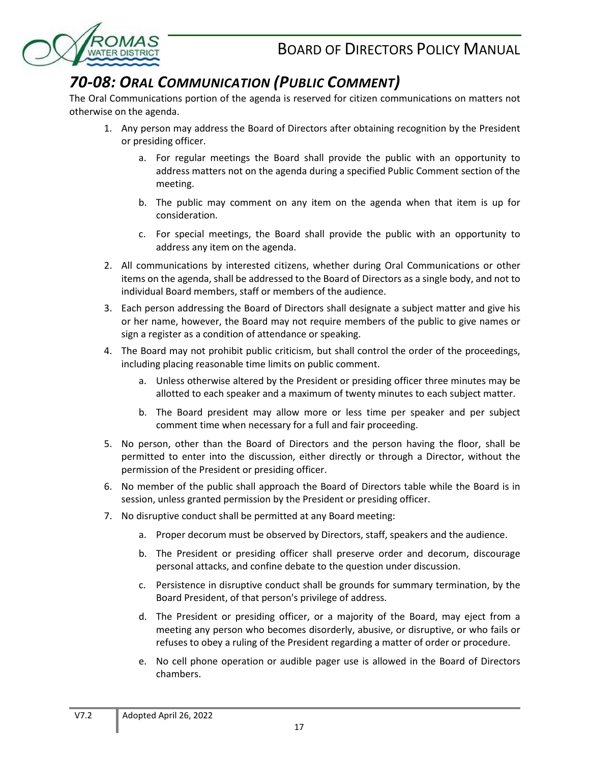## *70-08: Oral Communication (Public Comment)*

The Oral Communications portion of the agenda is reserved for citizen communications on matters not otherwise on the agenda.

1. Any person may address the Board of Directors after obtaining recognition by the President or presiding officer.
    a. For regular meetings the Board shall provide the public with an opportunity to address matters not on the agenda during a specified Public Comment section of the meeting.
    b. The public may comment on any item on the agenda when that item is up for consideration.
    c. For special meetings, the Board shall provide the public with an opportunity to address any item on the agenda.
2. All communications by interested citizens, whether during Oral Communications or other items on the agenda, shall be addressed to the Board of Directors as a single body, and not to individual Board members, staff or members of the audience.
3. Each person addressing the Board of Directors shall designate a subject matter and give his or her name, however, the Board may not require members of the public to give names or sign a register as a condition of attendance or speaking.
4. The Board may not prohibit public criticism, but shall control the order of the proceedings, including placing reasonable time limits on public comment.
    a. Unless otherwise altered by the President or presiding officer three minutes may be allotted to each speaker and a maximum of twenty minutes to each subject matter.
    b. The Board president may allow more or less time per speaker and per subject comment time when necessary for a full and fair proceeding.
5. No person, other than the Board of Directors and the person having the floor, shall be permitted to enter into the discussion, either directly or through a Director, without the permission of the President or presiding officer.
6. No member of the public shall approach the Board of Directors table while the Board is in session, unless granted permission by the President or presiding officer.
7. No disruptive conduct shall be permitted at any Board meeting:
    a. Proper decorum must be observed by Directors, staff, speakers and the audience.
    b. The President or presiding officer shall preserve order and decorum, discourage personal attacks, and confine debate to the question under discussion.
    c. Persistence in disruptive conduct shall be grounds for summary termination, by the Board President, of that person's privilege of address.
    d. The President or presiding officer, or a majority of the Board, may eject from a meeting any person who becomes disorderly, abusive, or disruptive, or who fails or refuses to obey a ruling of the President regarding a matter of order or procedure.
    e. No cell phone operation or audible pager use is allowed in the Board of Directors chambers.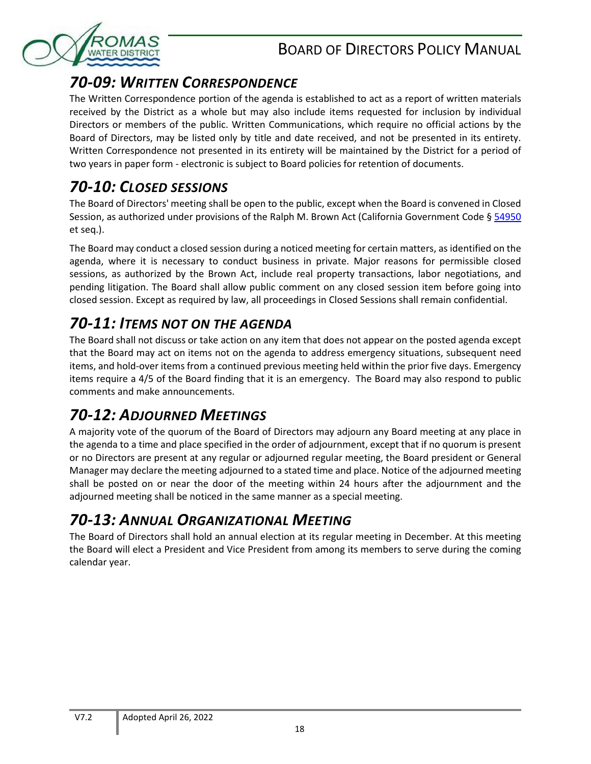## *70-09: Written Correspondence*

The Written Correspondence portion of the agenda is established to act as a report of written materials received by the District as a whole but may also include items requested for inclusion by individual Directors or members of the public. Written Communications, which require no official actions by the Board of Directors, may be listed only by title and date received, and not be presented in its entirety. Written Correspondence not presented in its entirety will be maintained by the District for a period of two years in paper form - electronic is subject to Board policies for retention of documents.

## *70-10: Closed Sessions*

The Board of Directors' meeting shall be open to the public, except when the Board is convened in Closed Session, as authorized under provisions of the Ralph M. Brown Act (California Government Code § 54950 et seq.).

The Board may conduct a closed session during a noticed meeting for certain matters, as identified on the agenda, where it is necessary to conduct business in private. Major reasons for permissible closed sessions, as authorized by the Brown Act, include real property transactions, labor negotiations, and pending litigation. The Board shall allow public comment on any closed session item before going into closed session. Except as required by law, all proceedings in Closed Sessions shall remain confidential.

## *70-11: Items Not on the Agenda*

The Board shall not discuss or take action on any item that does not appear on the posted agenda except that the Board may act on items not on the agenda to address emergency situations, subsequent need items, and hold-over items from a continued previous meeting held within the prior five days. Emergency items require a 4/5 of the Board finding that it is an emergency. The Board may also respond to public comments and make announcements.

## *70-12: Adjourned Meetings*

A majority vote of the quorum of the Board of Directors may adjourn any Board meeting at any place in the agenda to a time and place specified in the order of adjournment, except that if no quorum is present or no Directors are present at any regular or adjourned regular meeting, the Board president or General Manager may declare the meeting adjourned to a stated time and place. Notice of the adjourned meeting shall be posted on or near the door of the meeting within 24 hours after the adjournment and the adjourned meeting shall be noticed in the same manner as a special meeting.

## *70-13: Annual Organizational Meeting*

The Board of Directors shall hold an annual election at its regular meeting in December. At this meeting the Board will elect a President and Vice President from among its members to serve during the coming calendar year.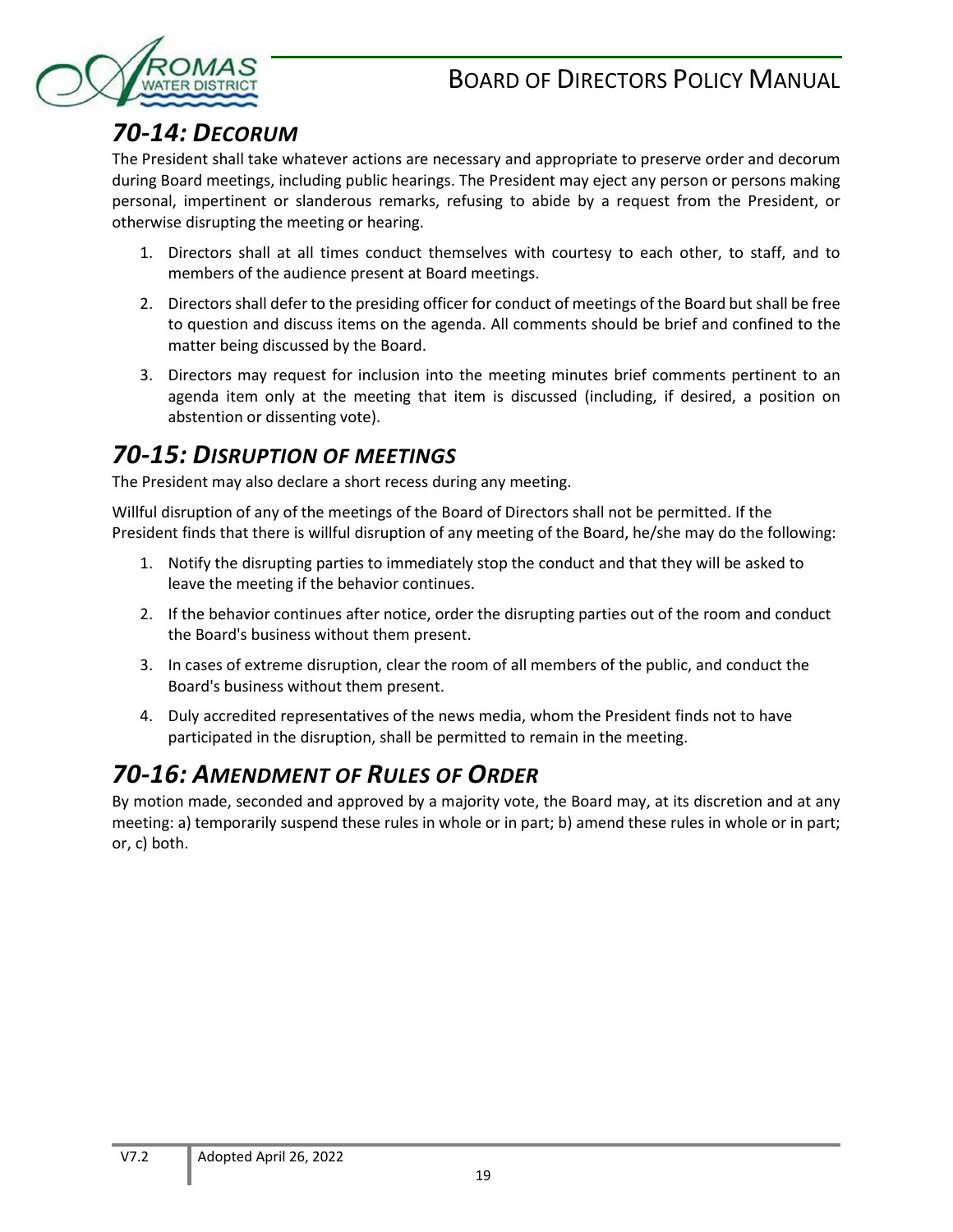## *70-14: DECORUM*

The President shall take whatever actions are necessary and appropriate to preserve order and decorum during Board meetings, including public hearings. The President may eject any person or persons making personal, impertinent or slanderous remarks, refusing to abide by a request from the President, or otherwise disrupting the meeting or hearing.

1. Directors shall at all times conduct themselves with courtesy to each other, to staff, and to members of the audience present at Board meetings.
2. Directors shall defer to the presiding officer for conduct of meetings of the Board but shall be free to question and discuss items on the agenda. All comments should be brief and confined to the matter being discussed by the Board.
3. Directors may request for inclusion into the meeting minutes brief comments pertinent to an agenda item only at the meeting that item is discussed (including, if desired, a position on abstention or dissenting vote).

## *70-15: DISRUPTION OF MEETINGS*

The President may also declare a short recess during any meeting.

Willful disruption of any of the meetings of the Board of Directors shall not be permitted. If the President finds that there is willful disruption of any meeting of the Board, he/she may do the following:

1. Notify the disrupting parties to immediately stop the conduct and that they will be asked to leave the meeting if the behavior continues.
2. If the behavior continues after notice, order the disrupting parties out of the room and conduct the Board's business without them present.
3. In cases of extreme disruption, clear the room of all members of the public, and conduct the Board's business without them present.
4. Duly accredited representatives of the news media, whom the President finds not to have participated in the disruption, shall be permitted to remain in the meeting.

## *70-16: AMENDMENT OF RULES OF ORDER*

By motion made, seconded and approved by a majority vote, the Board may, at its discretion and at any meeting: a) temporarily suspend these rules in whole or in part; b) amend these rules in whole or in part; or, c) both.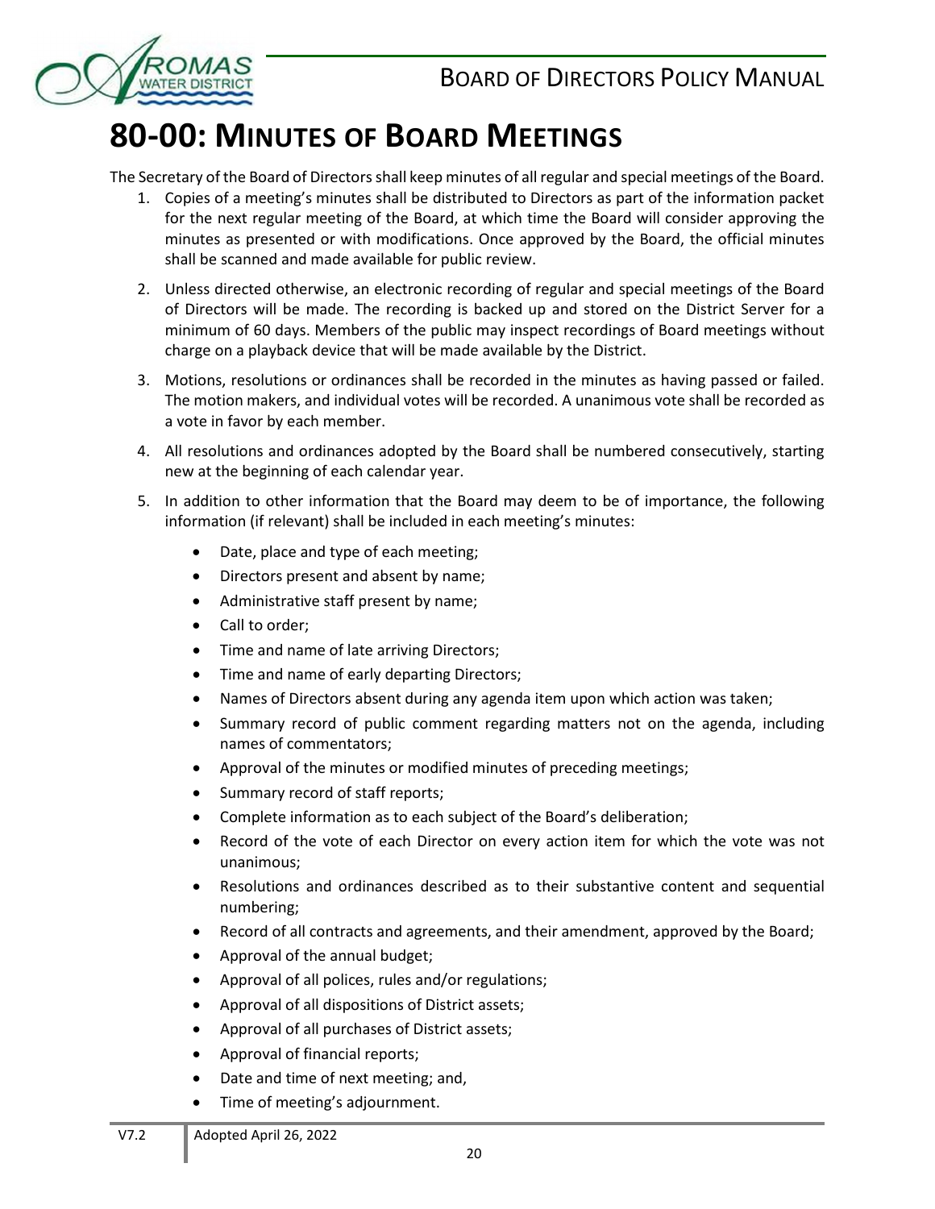# 80-00: Minutes of Board Meetings

The Secretary of the Board of Directors shall keep minutes of all regular and special meetings of the Board.

1. Copies of a meeting's minutes shall be distributed to Directors as part of the information packet for the next regular meeting of the Board, at which time the Board will consider approving the minutes as presented or with modifications. Once approved by the Board, the official minutes shall be scanned and made available for public review.

2. Unless directed otherwise, an electronic recording of regular and special meetings of the Board of Directors will be made. The recording is backed up and stored on the District Server for a minimum of 60 days. Members of the public may inspect recordings of Board meetings without charge on a playback device that will be made available by the District.

3. Motions, resolutions or ordinances shall be recorded in the minutes as having passed or failed. The motion makers, and individual votes will be recorded. A unanimous vote shall be recorded as a vote in favor by each member.

4. All resolutions and ordinances adopted by the Board shall be numbered consecutively, starting new at the beginning of each calendar year.

5. In addition to other information that the Board may deem to be of importance, the following information (if relevant) shall be included in each meeting's minutes:

   - Date, place and type of each meeting;
   - Directors present and absent by name;
   - Administrative staff present by name;
   - Call to order;
   - Time and name of late arriving Directors;
   - Time and name of early departing Directors;
   - Names of Directors absent during any agenda item upon which action was taken;
   - Summary record of public comment regarding matters not on the agenda, including names of commentators;
   - Approval of the minutes or modified minutes of preceding meetings;
   - Summary record of staff reports;
   - Complete information as to each subject of the Board's deliberation;
   - Record of the vote of each Director on every action item for which the vote was not unanimous;
   - Resolutions and ordinances described as to their substantive content and sequential numbering;
   - Record of all contracts and agreements, and their amendment, approved by the Board;
   - Approval of the annual budget;
   - Approval of all polices, rules and/or regulations;
   - Approval of all dispositions of District assets;
   - Approval of all purchases of District assets;
   - Approval of financial reports;
   - Date and time of next meeting; and,
   - Time of meeting's adjournment.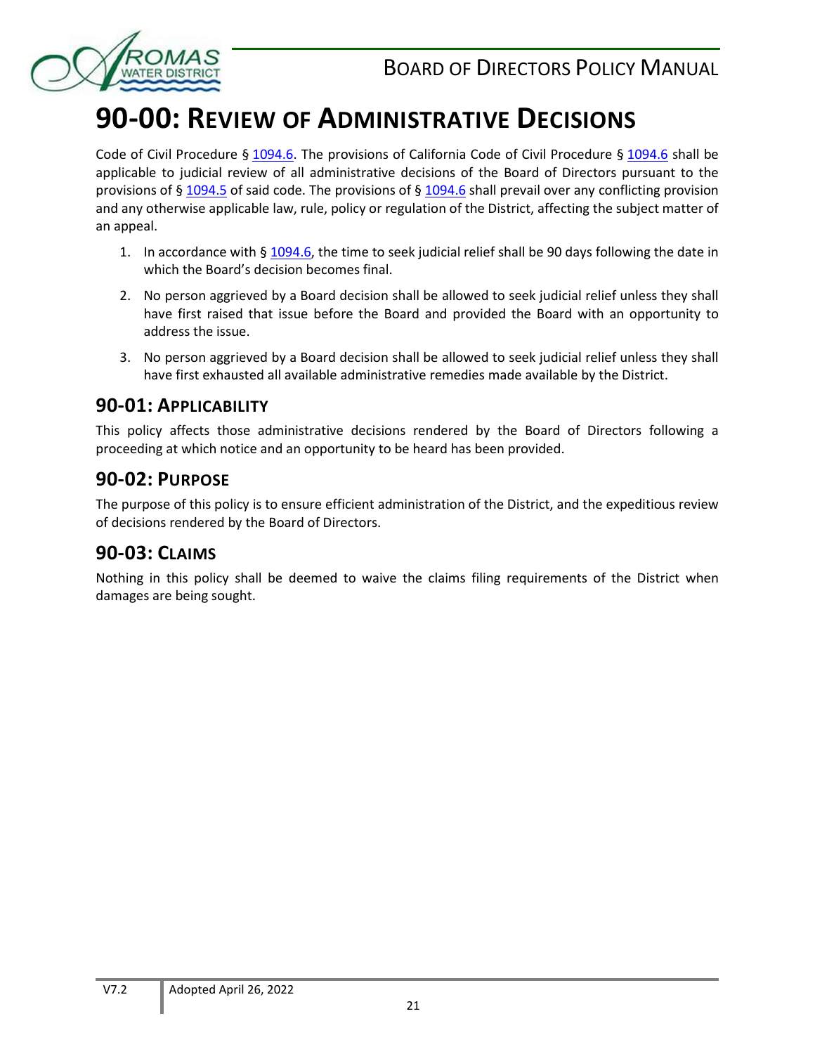# 90-00: Review of Administrative Decisions

Code of Civil Procedure § 1094.6. The provisions of California Code of Civil Procedure § 1094.6 shall be applicable to judicial review of all administrative decisions of the Board of Directors pursuant to the provisions of § 1094.5 of said code. The provisions of § 1094.6 shall prevail over any conflicting provision and any otherwise applicable law, rule, policy or regulation of the District, affecting the subject matter of an appeal.

1. In accordance with § 1094.6, the time to seek judicial relief shall be 90 days following the date in which the Board's decision becomes final.
2. No person aggrieved by a Board decision shall be allowed to seek judicial relief unless they shall have first raised that issue before the Board and provided the Board with an opportunity to address the issue.
3. No person aggrieved by a Board decision shall be allowed to seek judicial relief unless they shall have first exhausted all available administrative remedies made available by the District.

## 90-01: Applicability

This policy affects those administrative decisions rendered by the Board of Directors following a proceeding at which notice and an opportunity to be heard has been provided.

## 90-02: Purpose

The purpose of this policy is to ensure efficient administration of the District, and the expeditious review of decisions rendered by the Board of Directors.

## 90-03: Claims

Nothing in this policy shall be deemed to waive the claims filing requirements of the District when damages are being sought.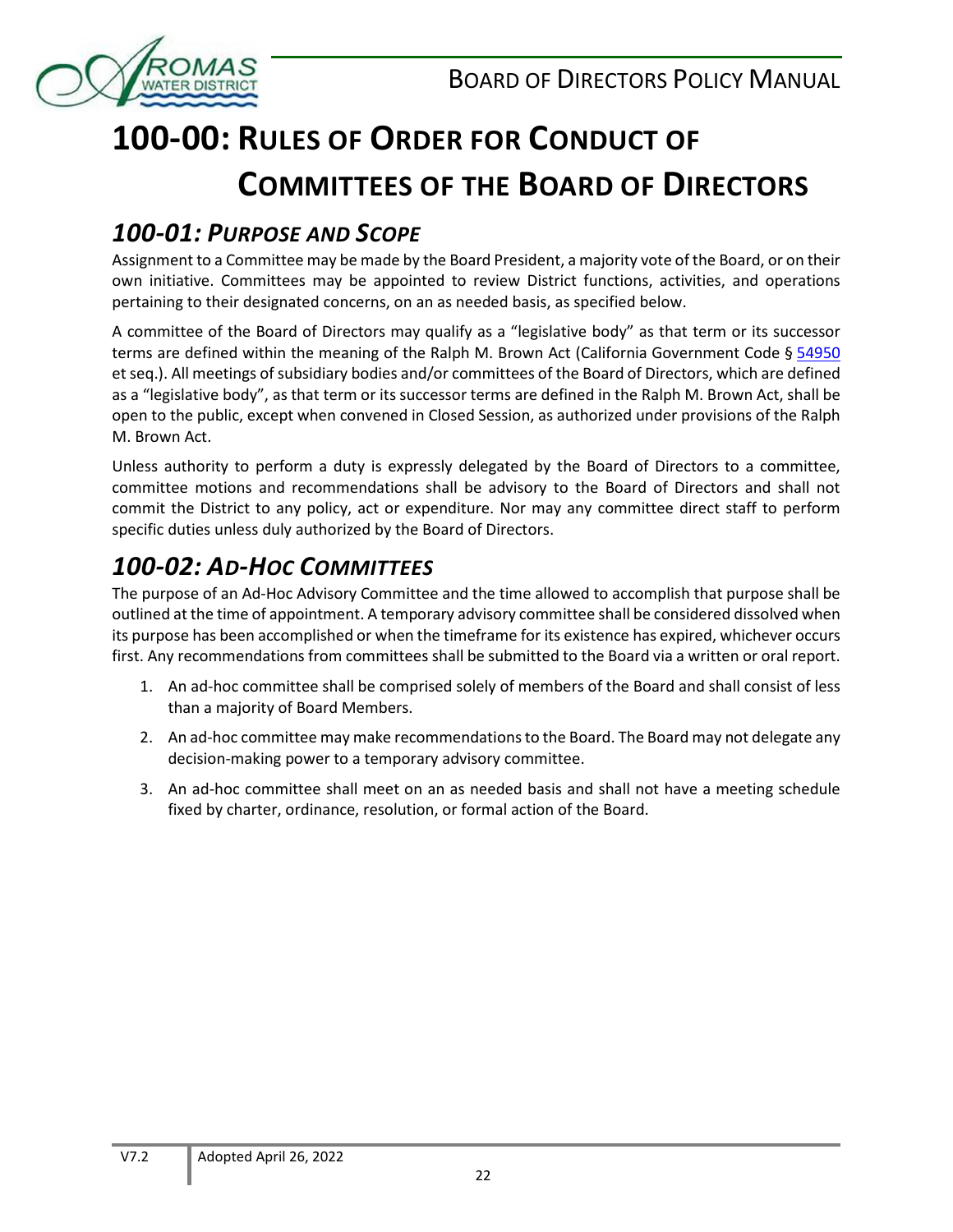# 100-00: Rules of Order for Conduct of Committees of the Board of Directors

## 100-01: Purpose and Scope

Assignment to a Committee may be made by the Board President, a majority vote of the Board, or on their own initiative. Committees may be appointed to review District functions, activities, and operations pertaining to their designated concerns, on an as needed basis, as specified below.

A committee of the Board of Directors may qualify as a "legislative body" as that term or its successor terms are defined within the meaning of the Ralph M. Brown Act (California Government Code § 54950 et seq.). All meetings of subsidiary bodies and/or committees of the Board of Directors, which are defined as a "legislative body", as that term or its successor terms are defined in the Ralph M. Brown Act, shall be open to the public, except when convened in Closed Session, as authorized under provisions of the Ralph M. Brown Act.

Unless authority to perform a duty is expressly delegated by the Board of Directors to a committee, committee motions and recommendations shall be advisory to the Board of Directors and shall not commit the District to any policy, act or expenditure. Nor may any committee direct staff to perform specific duties unless duly authorized by the Board of Directors.

## 100-02: Ad-Hoc Committees

The purpose of an Ad-Hoc Advisory Committee and the time allowed to accomplish that purpose shall be outlined at the time of appointment. A temporary advisory committee shall be considered dissolved when its purpose has been accomplished or when the timeframe for its existence has expired, whichever occurs first. Any recommendations from committees shall be submitted to the Board via a written or oral report.

1. An ad-hoc committee shall be comprised solely of members of the Board and shall consist of less than a majority of Board Members.
2. An ad-hoc committee may make recommendations to the Board. The Board may not delegate any decision-making power to a temporary advisory committee.
3. An ad-hoc committee shall meet on an as needed basis and shall not have a meeting schedule fixed by charter, ordinance, resolution, or formal action of the Board.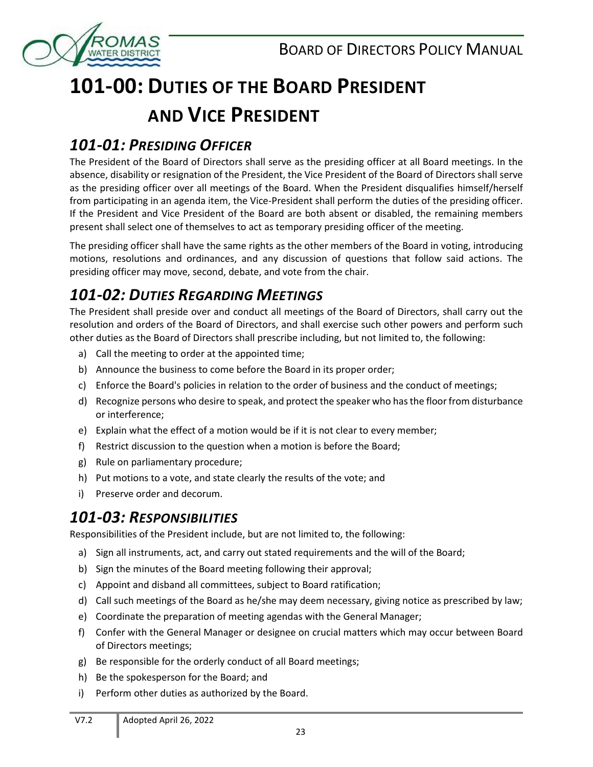# 101-00: Duties of the Board President and Vice President

## *101-01: Presiding Officer*

The President of the Board of Directors shall serve as the presiding officer at all Board meetings. In the absence, disability or resignation of the President, the Vice President of the Board of Directors shall serve as the presiding officer over all meetings of the Board. When the President disqualifies himself/herself from participating in an agenda item, the Vice-President shall perform the duties of the presiding officer. If the President and Vice President of the Board are both absent or disabled, the remaining members present shall select one of themselves to act as temporary presiding officer of the meeting.

The presiding officer shall have the same rights as the other members of the Board in voting, introducing motions, resolutions and ordinances, and any discussion of questions that follow said actions. The presiding officer may move, second, debate, and vote from the chair.

## *101-02: Duties Regarding Meetings*

The President shall preside over and conduct all meetings of the Board of Directors, shall carry out the resolution and orders of the Board of Directors, and shall exercise such other powers and perform such other duties as the Board of Directors shall prescribe including, but not limited to, the following:

a) Call the meeting to order at the appointed time;
b) Announce the business to come before the Board in its proper order;
c) Enforce the Board's policies in relation to the order of business and the conduct of meetings;
d) Recognize persons who desire to speak, and protect the speaker who has the floor from disturbance or interference;
e) Explain what the effect of a motion would be if it is not clear to every member;
f) Restrict discussion to the question when a motion is before the Board;
g) Rule on parliamentary procedure;
h) Put motions to a vote, and state clearly the results of the vote; and
i) Preserve order and decorum.

## *101-03: Responsibilities*

Responsibilities of the President include, but are not limited to, the following:

a) Sign all instruments, act, and carry out stated requirements and the will of the Board;
b) Sign the minutes of the Board meeting following their approval;
c) Appoint and disband all committees, subject to Board ratification;
d) Call such meetings of the Board as he/she may deem necessary, giving notice as prescribed by law;
e) Coordinate the preparation of meeting agendas with the General Manager;
f) Confer with the General Manager or designee on crucial matters which may occur between Board of Directors meetings;
g) Be responsible for the orderly conduct of all Board meetings;
h) Be the spokesperson for the Board; and
i) Perform other duties as authorized by the Board.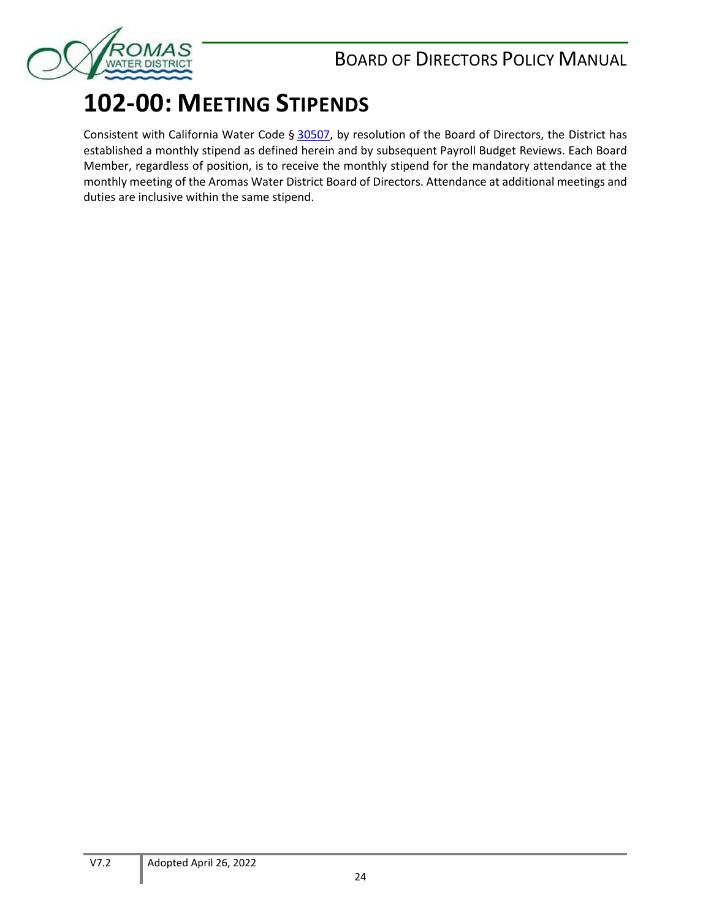# 102-00: MEETING STIPENDS

Consistent with California Water Code § [30507](), by resolution of the Board of Directors, the District has established a monthly stipend as defined herein and by subsequent Payroll Budget Reviews. Each Board Member, regardless of position, is to receive the monthly stipend for the mandatory attendance at the monthly meeting of the Aromas Water District Board of Directors. Attendance at additional meetings and duties are inclusive within the same stipend.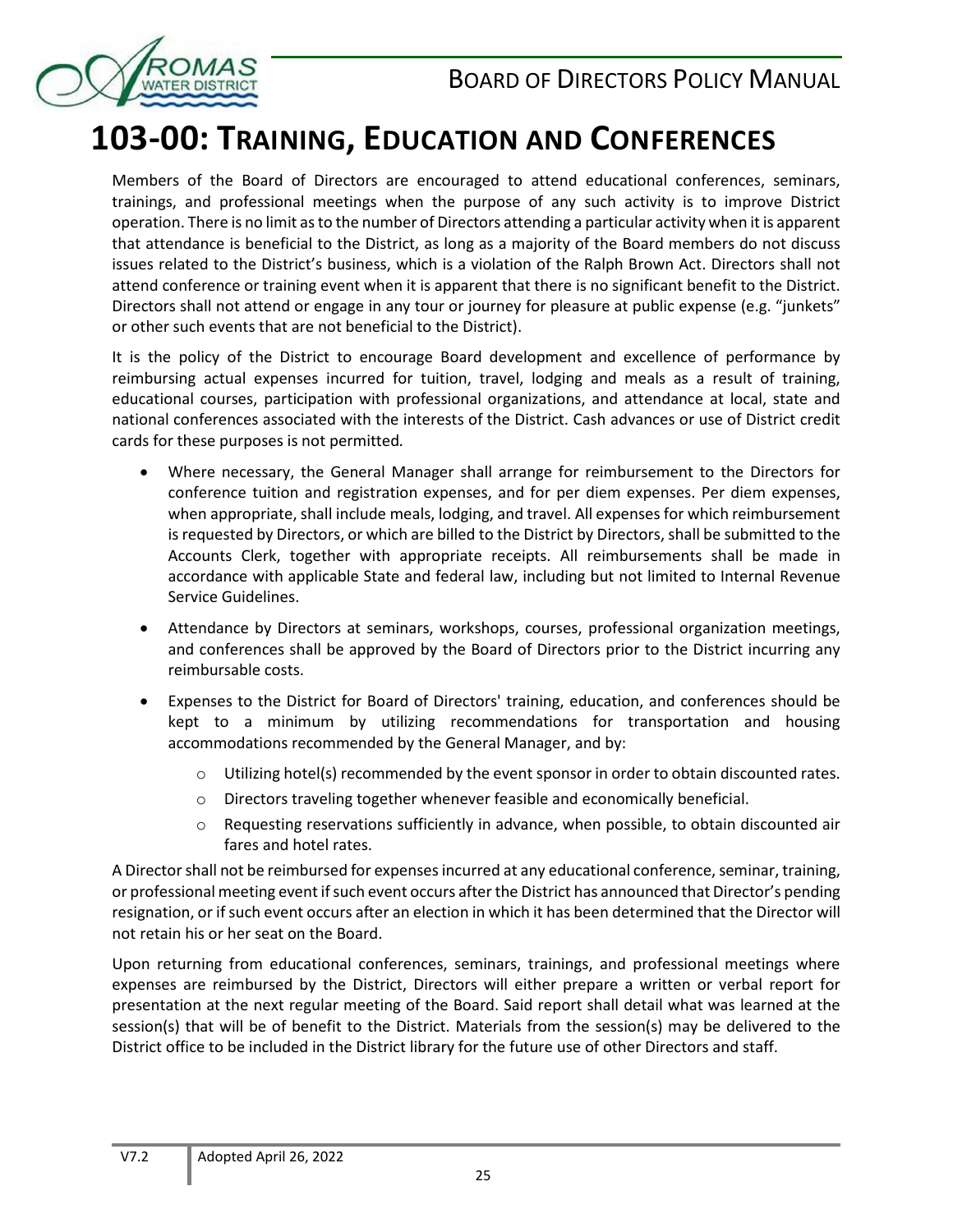# 103-00: TRAINING, EDUCATION AND CONFERENCES

Members of the Board of Directors are encouraged to attend educational conferences, seminars, trainings, and professional meetings when the purpose of any such activity is to improve District operation. There is no limit as to the number of Directors attending a particular activity when it is apparent that attendance is beneficial to the District, as long as a majority of the Board members do not discuss issues related to the District's business, which is a violation of the Ralph Brown Act. Directors shall not attend conference or training event when it is apparent that there is no significant benefit to the District. Directors shall not attend or engage in any tour or journey for pleasure at public expense (e.g. "junkets" or other such events that are not beneficial to the District).

It is the policy of the District to encourage Board development and excellence of performance by reimbursing actual expenses incurred for tuition, travel, lodging and meals as a result of training, educational courses, participation with professional organizations, and attendance at local, state and national conferences associated with the interests of the District. Cash advances or use of District credit cards for these purposes is not permitted.

- Where necessary, the General Manager shall arrange for reimbursement to the Directors for conference tuition and registration expenses, and for per diem expenses. Per diem expenses, when appropriate, shall include meals, lodging, and travel. All expenses for which reimbursement is requested by Directors, or which are billed to the District by Directors, shall be submitted to the Accounts Clerk, together with appropriate receipts. All reimbursements shall be made in accordance with applicable State and federal law, including but not limited to Internal Revenue Service Guidelines.
- Attendance by Directors at seminars, workshops, courses, professional organization meetings, and conferences shall be approved by the Board of Directors prior to the District incurring any reimbursable costs.
- Expenses to the District for Board of Directors' training, education, and conferences should be kept to a minimum by utilizing recommendations for transportation and housing accommodations recommended by the General Manager, and by:
  - Utilizing hotel(s) recommended by the event sponsor in order to obtain discounted rates.
  - Directors traveling together whenever feasible and economically beneficial.
  - Requesting reservations sufficiently in advance, when possible, to obtain discounted air fares and hotel rates.

A Director shall not be reimbursed for expenses incurred at any educational conference, seminar, training, or professional meeting event if such event occurs after the District has announced that Director's pending resignation, or if such event occurs after an election in which it has been determined that the Director will not retain his or her seat on the Board.

Upon returning from educational conferences, seminars, trainings, and professional meetings where expenses are reimbursed by the District, Directors will either prepare a written or verbal report for presentation at the next regular meeting of the Board. Said report shall detail what was learned at the session(s) that will be of benefit to the District. Materials from the session(s) may be delivered to the District office to be included in the District library for the future use of other Directors and staff.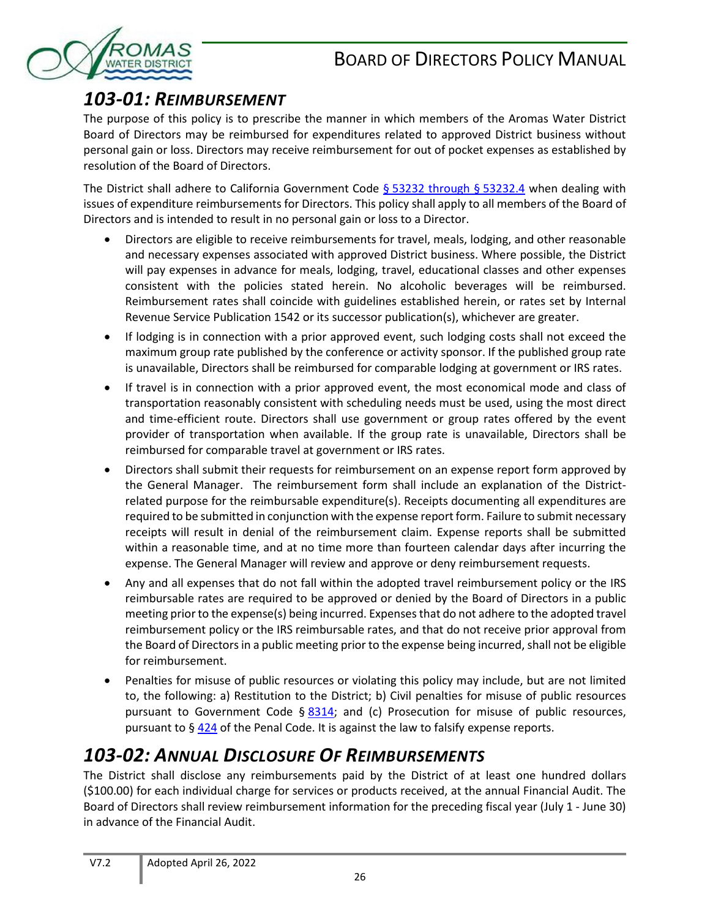## *103-01: Reimbursement*

The purpose of this policy is to prescribe the manner in which members of the Aromas Water District Board of Directors may be reimbursed for expenditures related to approved District business without personal gain or loss. Directors may receive reimbursement for out of pocket expenses as established by resolution of the Board of Directors.

The District shall adhere to California Government Code § 53232 through § 53232.4 when dealing with issues of expenditure reimbursements for Directors. This policy shall apply to all members of the Board of Directors and is intended to result in no personal gain or loss to a Director.

- Directors are eligible to receive reimbursements for travel, meals, lodging, and other reasonable and necessary expenses associated with approved District business. Where possible, the District will pay expenses in advance for meals, lodging, travel, educational classes and other expenses consistent with the policies stated herein. No alcoholic beverages will be reimbursed. Reimbursement rates shall coincide with guidelines established herein, or rates set by Internal Revenue Service Publication 1542 or its successor publication(s), whichever are greater.
- If lodging is in connection with a prior approved event, such lodging costs shall not exceed the maximum group rate published by the conference or activity sponsor. If the published group rate is unavailable, Directors shall be reimbursed for comparable lodging at government or IRS rates.
- If travel is in connection with a prior approved event, the most economical mode and class of transportation reasonably consistent with scheduling needs must be used, using the most direct and time-efficient route. Directors shall use government or group rates offered by the event provider of transportation when available. If the group rate is unavailable, Directors shall be reimbursed for comparable travel at government or IRS rates.
- Directors shall submit their requests for reimbursement on an expense report form approved by the General Manager. The reimbursement form shall include an explanation of the District-related purpose for the reimbursable expenditure(s). Receipts documenting all expenditures are required to be submitted in conjunction with the expense report form. Failure to submit necessary receipts will result in denial of the reimbursement claim. Expense reports shall be submitted within a reasonable time, and at no time more than fourteen calendar days after incurring the expense. The General Manager will review and approve or deny reimbursement requests.
- Any and all expenses that do not fall within the adopted travel reimbursement policy or the IRS reimbursable rates are required to be approved or denied by the Board of Directors in a public meeting prior to the expense(s) being incurred. Expenses that do not adhere to the adopted travel reimbursement policy or the IRS reimbursable rates, and that do not receive prior approval from the Board of Directors in a public meeting prior to the expense being incurred, shall not be eligible for reimbursement.
- Penalties for misuse of public resources or violating this policy may include, but are not limited to, the following: a) Restitution to the District; b) Civil penalties for misuse of public resources pursuant to Government Code § 8314; and (c) Prosecution for misuse of public resources, pursuant to § 424 of the Penal Code. It is against the law to falsify expense reports.

## *103-02: Annual Disclosure Of Reimbursements*

The District shall disclose any reimbursements paid by the District of at least one hundred dollars ($100.00) for each individual charge for services or products received, at the annual Financial Audit. The Board of Directors shall review reimbursement information for the preceding fiscal year (July 1 - June 30) in advance of the Financial Audit.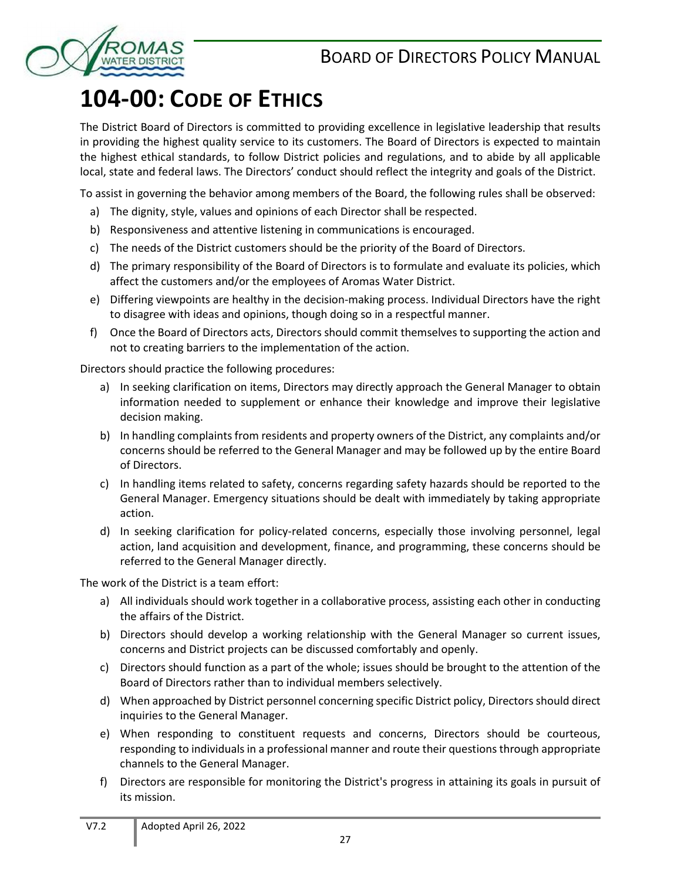# 104-00: CODE OF ETHICS

The District Board of Directors is committed to providing excellence in legislative leadership that results in providing the highest quality service to its customers. The Board of Directors is expected to maintain the highest ethical standards, to follow District policies and regulations, and to abide by all applicable local, state and federal laws. The Directors' conduct should reflect the integrity and goals of the District.

To assist in governing the behavior among members of the Board, the following rules shall be observed:

a) The dignity, style, values and opinions of each Director shall be respected.

b) Responsiveness and attentive listening in communications is encouraged.

c) The needs of the District customers should be the priority of the Board of Directors.

d) The primary responsibility of the Board of Directors is to formulate and evaluate its policies, which affect the customers and/or the employees of Aromas Water District.

e) Differing viewpoints are healthy in the decision-making process. Individual Directors have the right to disagree with ideas and opinions, though doing so in a respectful manner.

f) Once the Board of Directors acts, Directors should commit themselves to supporting the action and not to creating barriers to the implementation of the action.

Directors should practice the following procedures:

a) In seeking clarification on items, Directors may directly approach the General Manager to obtain information needed to supplement or enhance their knowledge and improve their legislative decision making.

b) In handling complaints from residents and property owners of the District, any complaints and/or concerns should be referred to the General Manager and may be followed up by the entire Board of Directors.

c) In handling items related to safety, concerns regarding safety hazards should be reported to the General Manager. Emergency situations should be dealt with immediately by taking appropriate action.

d) In seeking clarification for policy-related concerns, especially those involving personnel, legal action, land acquisition and development, finance, and programming, these concerns should be referred to the General Manager directly.

The work of the District is a team effort:

a) All individuals should work together in a collaborative process, assisting each other in conducting the affairs of the District.

b) Directors should develop a working relationship with the General Manager so current issues, concerns and District projects can be discussed comfortably and openly.

c) Directors should function as a part of the whole; issues should be brought to the attention of the Board of Directors rather than to individual members selectively.

d) When approached by District personnel concerning specific District policy, Directors should direct inquiries to the General Manager.

e) When responding to constituent requests and concerns, Directors should be courteous, responding to individuals in a professional manner and route their questions through appropriate channels to the General Manager.

f) Directors are responsible for monitoring the District's progress in attaining its goals in pursuit of its mission.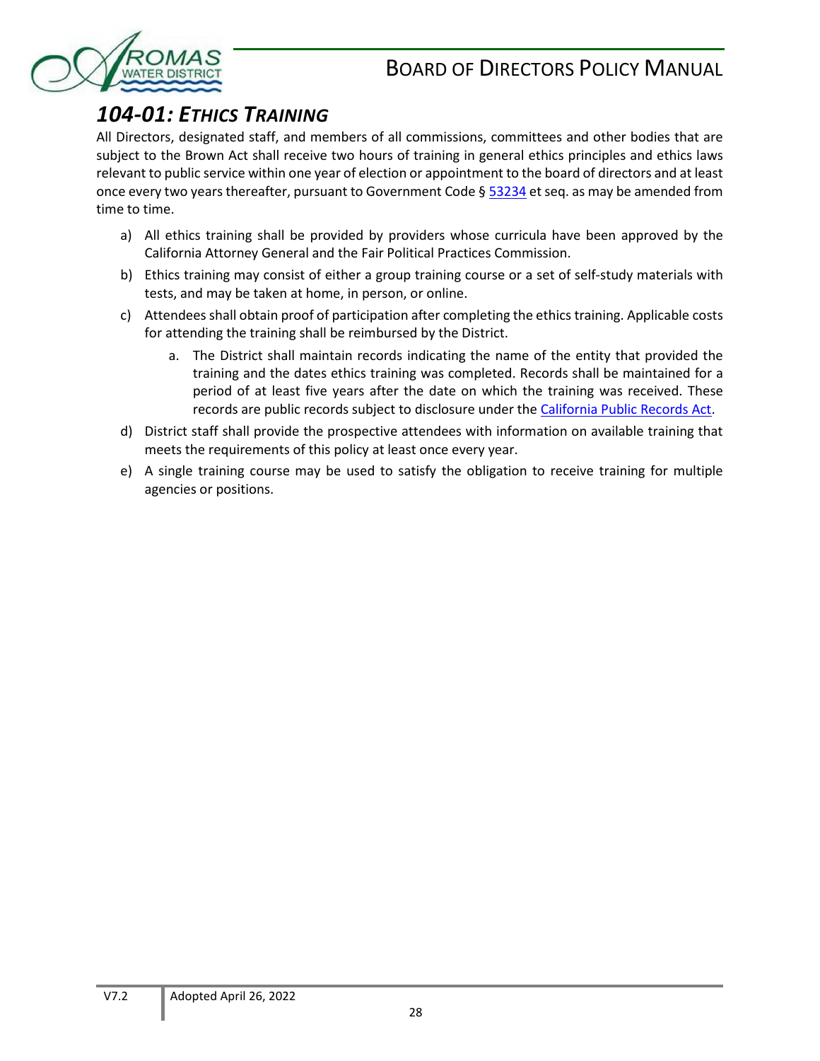## *104-01: Ethics Training*

All Directors, designated staff, and members of all commissions, committees and other bodies that are subject to the Brown Act shall receive two hours of training in general ethics principles and ethics laws relevant to public service within one year of election or appointment to the board of directors and at least once every two years thereafter, pursuant to Government Code § [53234](53234) et seq. as may be amended from time to time.

a) All ethics training shall be provided by providers whose curricula have been approved by the California Attorney General and the Fair Political Practices Commission.

b) Ethics training may consist of either a group training course or a set of self-study materials with tests, and may be taken at home, in person, or online.

c) Attendees shall obtain proof of participation after completing the ethics training. Applicable costs for attending the training shall be reimbursed by the District.

   a. The District shall maintain records indicating the name of the entity that provided the training and the dates ethics training was completed. Records shall be maintained for a period of at least five years after the date on which the training was received. These records are public records subject to disclosure under the [California Public Records Act](California Public Records Act).

d) District staff shall provide the prospective attendees with information on available training that meets the requirements of this policy at least once every year.

e) A single training course may be used to satisfy the obligation to receive training for multiple agencies or positions.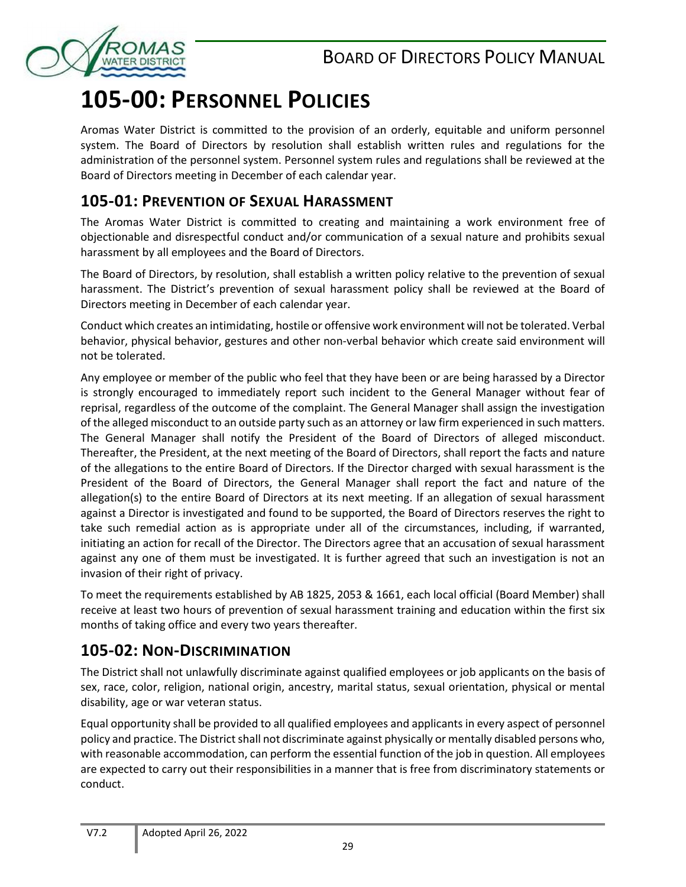# 105-00: Personnel Policies

Aromas Water District is committed to the provision of an orderly, equitable and uniform personnel system. The Board of Directors by resolution shall establish written rules and regulations for the administration of the personnel system. Personnel system rules and regulations shall be reviewed at the Board of Directors meeting in December of each calendar year.

## 105-01: Prevention of Sexual Harassment

The Aromas Water District is committed to creating and maintaining a work environment free of objectionable and disrespectful conduct and/or communication of a sexual nature and prohibits sexual harassment by all employees and the Board of Directors.

The Board of Directors, by resolution, shall establish a written policy relative to the prevention of sexual harassment. The District's prevention of sexual harassment policy shall be reviewed at the Board of Directors meeting in December of each calendar year.

Conduct which creates an intimidating, hostile or offensive work environment will not be tolerated. Verbal behavior, physical behavior, gestures and other non-verbal behavior which create said environment will not be tolerated.

Any employee or member of the public who feel that they have been or are being harassed by a Director is strongly encouraged to immediately report such incident to the General Manager without fear of reprisal, regardless of the outcome of the complaint. The General Manager shall assign the investigation of the alleged misconduct to an outside party such as an attorney or law firm experienced in such matters. The General Manager shall notify the President of the Board of Directors of alleged misconduct. Thereafter, the President, at the next meeting of the Board of Directors, shall report the facts and nature of the allegations to the entire Board of Directors. If the Director charged with sexual harassment is the President of the Board of Directors, the General Manager shall report the fact and nature of the allegation(s) to the entire Board of Directors at its next meeting. If an allegation of sexual harassment against a Director is investigated and found to be supported, the Board of Directors reserves the right to take such remedial action as is appropriate under all of the circumstances, including, if warranted, initiating an action for recall of the Director. The Directors agree that an accusation of sexual harassment against any one of them must be investigated. It is further agreed that such an investigation is not an invasion of their right of privacy.

To meet the requirements established by AB 1825, 2053 & 1661, each local official (Board Member) shall receive at least two hours of prevention of sexual harassment training and education within the first six months of taking office and every two years thereafter.

## 105-02: Non-Discrimination

The District shall not unlawfully discriminate against qualified employees or job applicants on the basis of sex, race, color, religion, national origin, ancestry, marital status, sexual orientation, physical or mental disability, age or war veteran status.

Equal opportunity shall be provided to all qualified employees and applicants in every aspect of personnel policy and practice. The District shall not discriminate against physically or mentally disabled persons who, with reasonable accommodation, can perform the essential function of the job in question. All employees are expected to carry out their responsibilities in a manner that is free from discriminatory statements or conduct.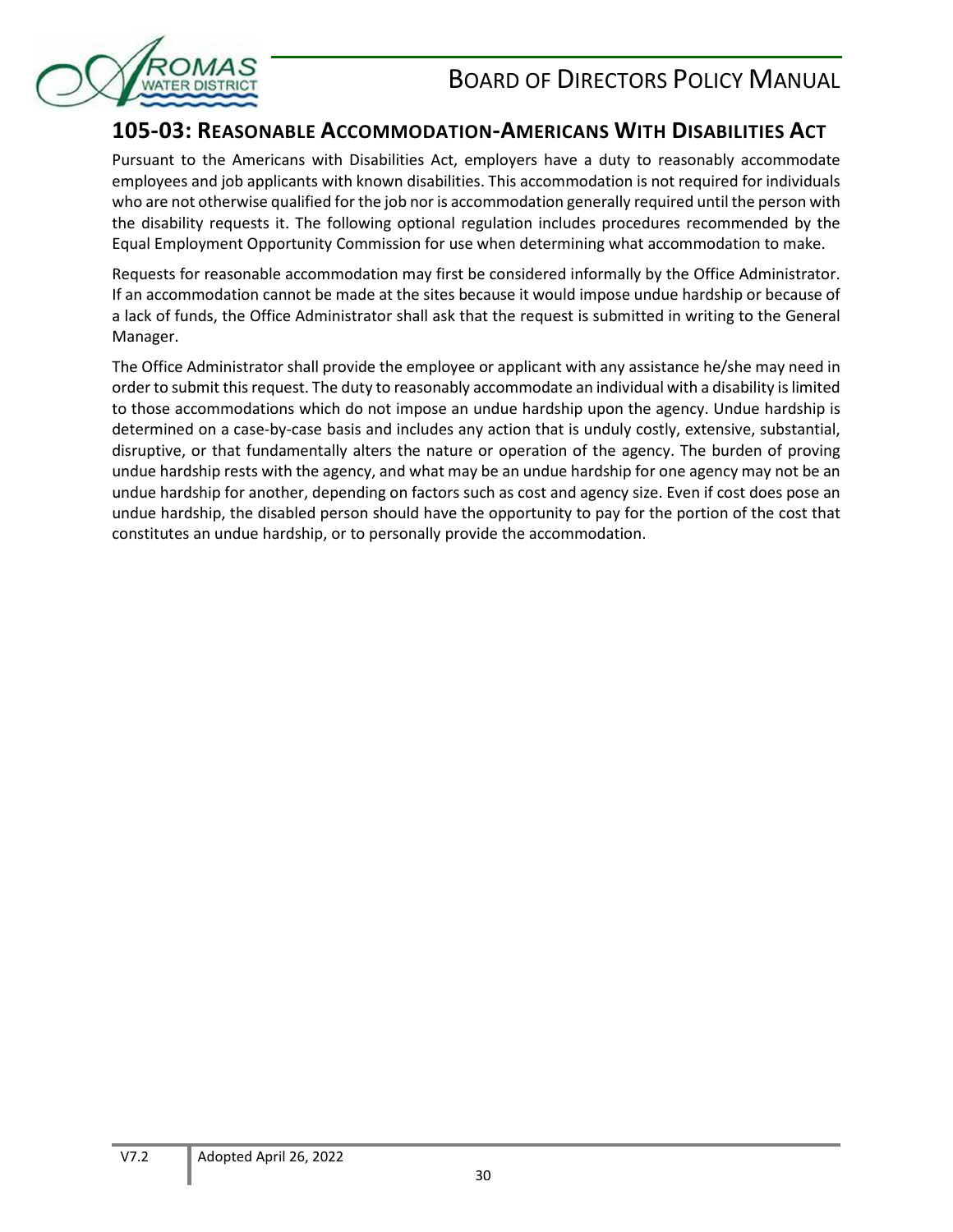## 105-03: Reasonable Accommodation-Americans With Disabilities Act

Pursuant to the Americans with Disabilities Act, employers have a duty to reasonably accommodate employees and job applicants with known disabilities. This accommodation is not required for individuals who are not otherwise qualified for the job nor is accommodation generally required until the person with the disability requests it. The following optional regulation includes procedures recommended by the Equal Employment Opportunity Commission for use when determining what accommodation to make.

Requests for reasonable accommodation may first be considered informally by the Office Administrator. If an accommodation cannot be made at the sites because it would impose undue hardship or because of a lack of funds, the Office Administrator shall ask that the request is submitted in writing to the General Manager.

The Office Administrator shall provide the employee or applicant with any assistance he/she may need in order to submit this request. The duty to reasonably accommodate an individual with a disability is limited to those accommodations which do not impose an undue hardship upon the agency. Undue hardship is determined on a case-by-case basis and includes any action that is unduly costly, extensive, substantial, disruptive, or that fundamentally alters the nature or operation of the agency. The burden of proving undue hardship rests with the agency, and what may be an undue hardship for one agency may not be an undue hardship for another, depending on factors such as cost and agency size. Even if cost does pose an undue hardship, the disabled person should have the opportunity to pay for the portion of the cost that constitutes an undue hardship, or to personally provide the accommodation.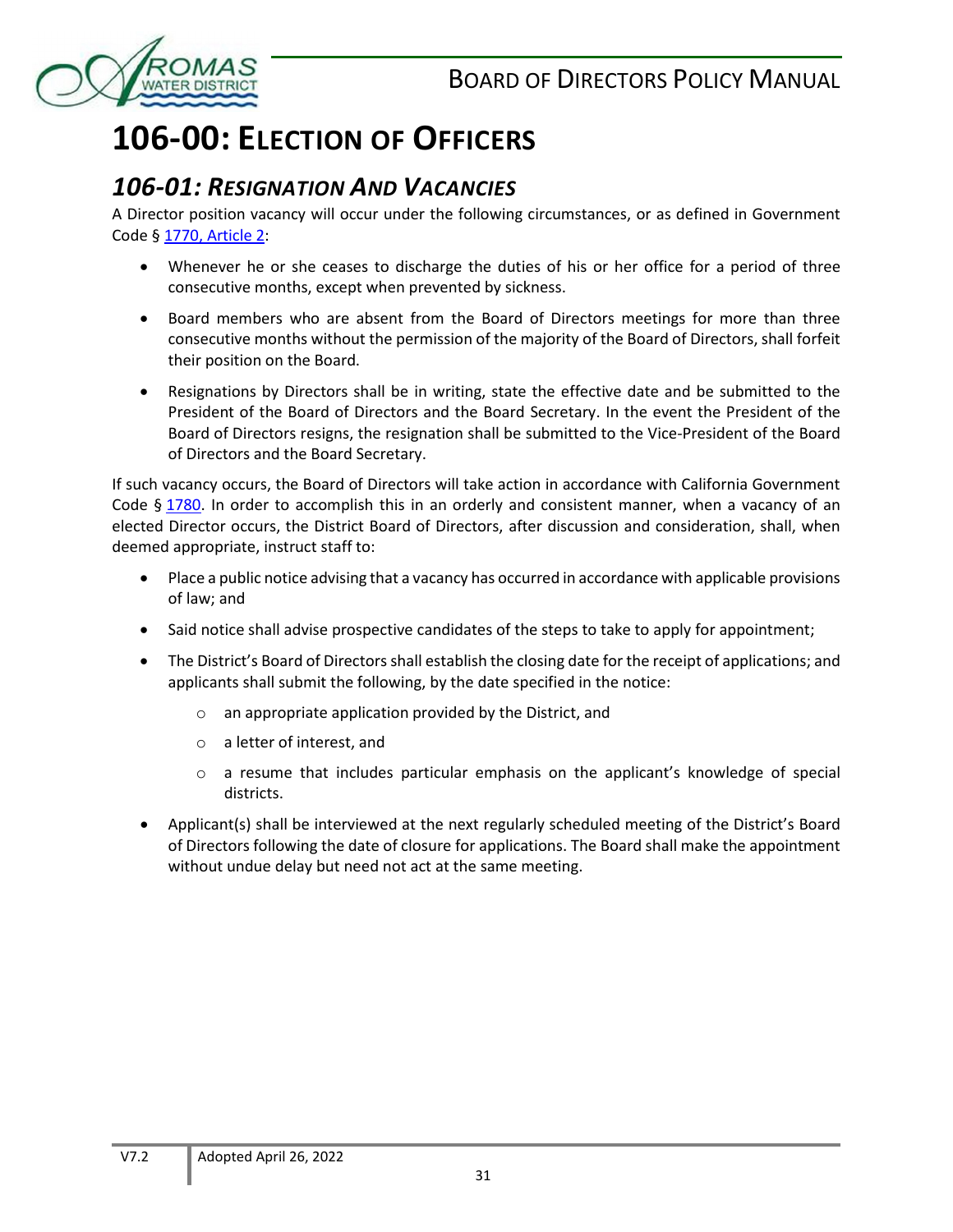# 106-00: Election of Officers

## *106-01: Resignation And Vacancies*

A Director position vacancy will occur under the following circumstances, or as defined in Government Code § [1770, Article 2]:

- Whenever he or she ceases to discharge the duties of his or her office for a period of three consecutive months, except when prevented by sickness.
- Board members who are absent from the Board of Directors meetings for more than three consecutive months without the permission of the majority of the Board of Directors, shall forfeit their position on the Board.
- Resignations by Directors shall be in writing, state the effective date and be submitted to the President of the Board of Directors and the Board Secretary. In the event the President of the Board of Directors resigns, the resignation shall be submitted to the Vice-President of the Board of Directors and the Board Secretary.

If such vacancy occurs, the Board of Directors will take action in accordance with California Government Code § [1780]. In order to accomplish this in an orderly and consistent manner, when a vacancy of an elected Director occurs, the District Board of Directors, after discussion and consideration, shall, when deemed appropriate, instruct staff to:

- Place a public notice advising that a vacancy has occurred in accordance with applicable provisions of law; and
- Said notice shall advise prospective candidates of the steps to take to apply for appointment;
- The District's Board of Directors shall establish the closing date for the receipt of applications; and applicants shall submit the following, by the date specified in the notice:
    - an appropriate application provided by the District, and
    - a letter of interest, and
    - a resume that includes particular emphasis on the applicant's knowledge of special districts.
- Applicant(s) shall be interviewed at the next regularly scheduled meeting of the District's Board of Directors following the date of closure for applications. The Board shall make the appointment without undue delay but need not act at the same meeting.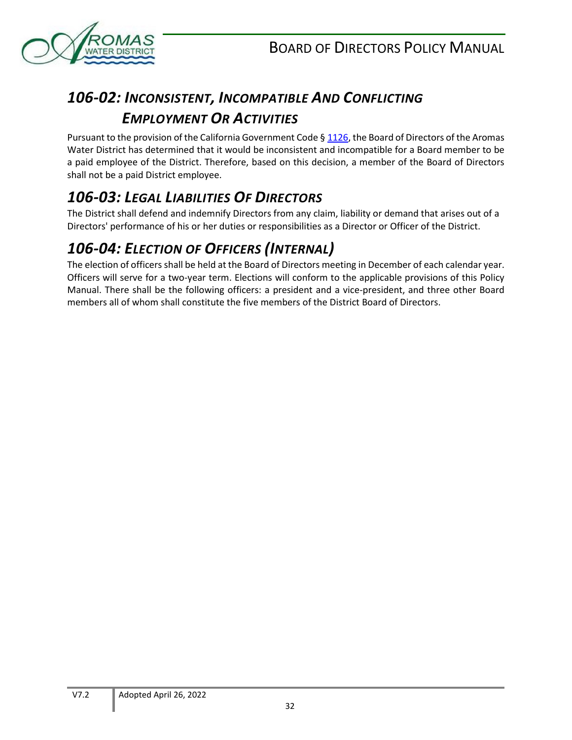## *106-02: Inconsistent, Incompatible And Conflicting Employment Or Activities*

Pursuant to the provision of the California Government Code § 1126, the Board of Directors of the Aromas Water District has determined that it would be inconsistent and incompatible for a Board member to be a paid employee of the District. Therefore, based on this decision, a member of the Board of Directors shall not be a paid District employee.

## *106-03: Legal Liabilities Of Directors*

The District shall defend and indemnify Directors from any claim, liability or demand that arises out of a Directors' performance of his or her duties or responsibilities as a Director or Officer of the District.

## *106-04: Election of Officers (Internal)*

The election of officers shall be held at the Board of Directors meeting in December of each calendar year. Officers will serve for a two-year term. Elections will conform to the applicable provisions of this Policy Manual. There shall be the following officers: a president and a vice-president, and three other Board members all of whom shall constitute the five members of the District Board of Directors.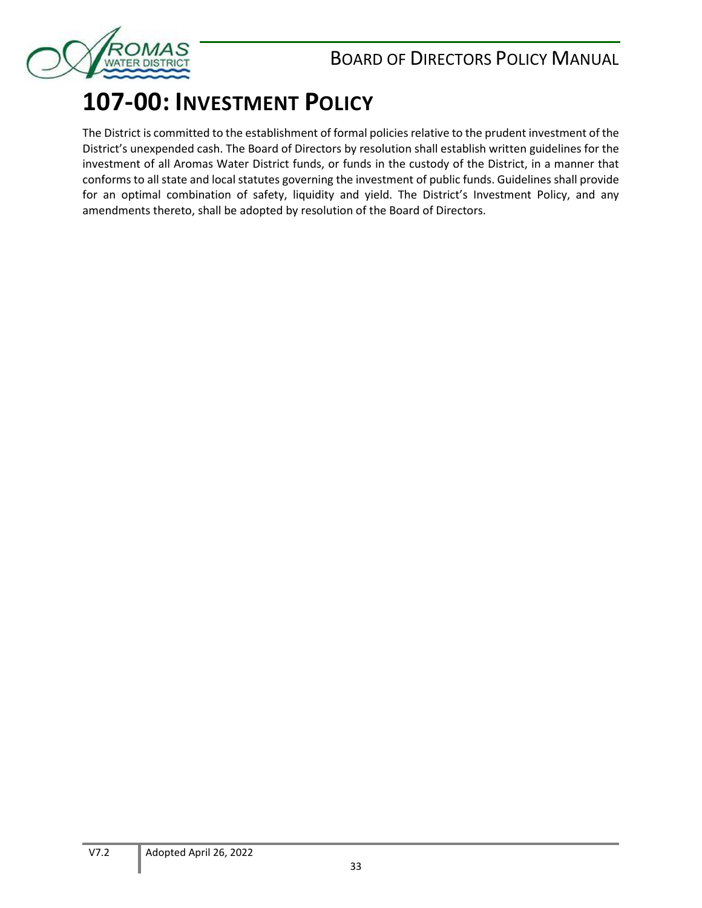# 107-00: Investment Policy

The District is committed to the establishment of formal policies relative to the prudent investment of the District's unexpended cash. The Board of Directors by resolution shall establish written guidelines for the investment of all Aromas Water District funds, or funds in the custody of the District, in a manner that conforms to all state and local statutes governing the investment of public funds. Guidelines shall provide for an optimal combination of safety, liquidity and yield. The District's Investment Policy, and any amendments thereto, shall be adopted by resolution of the Board of Directors.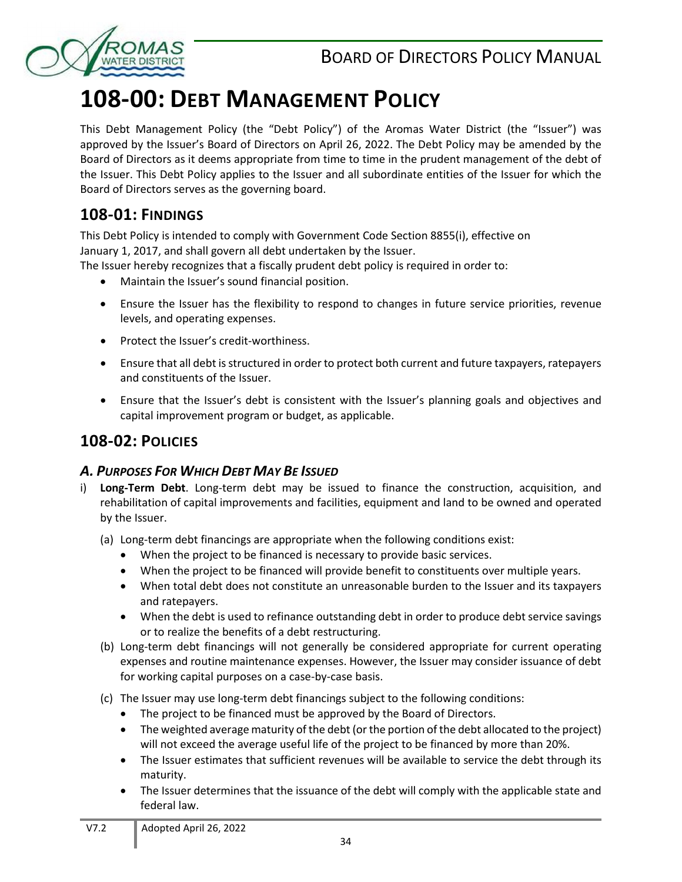# 108-00: Debt Management Policy

This Debt Management Policy (the "Debt Policy") of the Aromas Water District (the "Issuer") was approved by the Issuer's Board of Directors on April 26, 2022. The Debt Policy may be amended by the Board of Directors as it deems appropriate from time to time in the prudent management of the debt of the Issuer. This Debt Policy applies to the Issuer and all subordinate entities of the Issuer for which the Board of Directors serves as the governing board.

## 108-01: Findings

This Debt Policy is intended to comply with Government Code Section 8855(i), effective on January 1, 2017, and shall govern all debt undertaken by the Issuer.

The Issuer hereby recognizes that a fiscally prudent debt policy is required in order to:

- Maintain the Issuer's sound financial position.
- Ensure the Issuer has the flexibility to respond to changes in future service priorities, revenue levels, and operating expenses.
- Protect the Issuer's credit-worthiness.
- Ensure that all debt is structured in order to protect both current and future taxpayers, ratepayers and constituents of the Issuer.
- Ensure that the Issuer's debt is consistent with the Issuer's planning goals and objectives and capital improvement program or budget, as applicable.

## 108-02: Policies

### *A. Purposes For Which Debt May Be Issued*

i) **Long-Term Debt**. Long-term debt may be issued to finance the construction, acquisition, and rehabilitation of capital improvements and facilities, equipment and land to be owned and operated by the Issuer.

   (a) Long-term debt financings are appropriate when the following conditions exist:
   - When the project to be financed is necessary to provide basic services.
   - When the project to be financed will provide benefit to constituents over multiple years.
   - When total debt does not constitute an unreasonable burden to the Issuer and its taxpayers and ratepayers.
   - When the debt is used to refinance outstanding debt in order to produce debt service savings or to realize the benefits of a debt restructuring.

   (b) Long-term debt financings will not generally be considered appropriate for current operating expenses and routine maintenance expenses. However, the Issuer may consider issuance of debt for working capital purposes on a case-by-case basis.

   (c) The Issuer may use long-term debt financings subject to the following conditions:
   - The project to be financed must be approved by the Board of Directors.
   - The weighted average maturity of the debt (or the portion of the debt allocated to the project) will not exceed the average useful life of the project to be financed by more than 20%.
   - The Issuer estimates that sufficient revenues will be available to service the debt through its maturity.
   - The Issuer determines that the issuance of the debt will comply with the applicable state and federal law.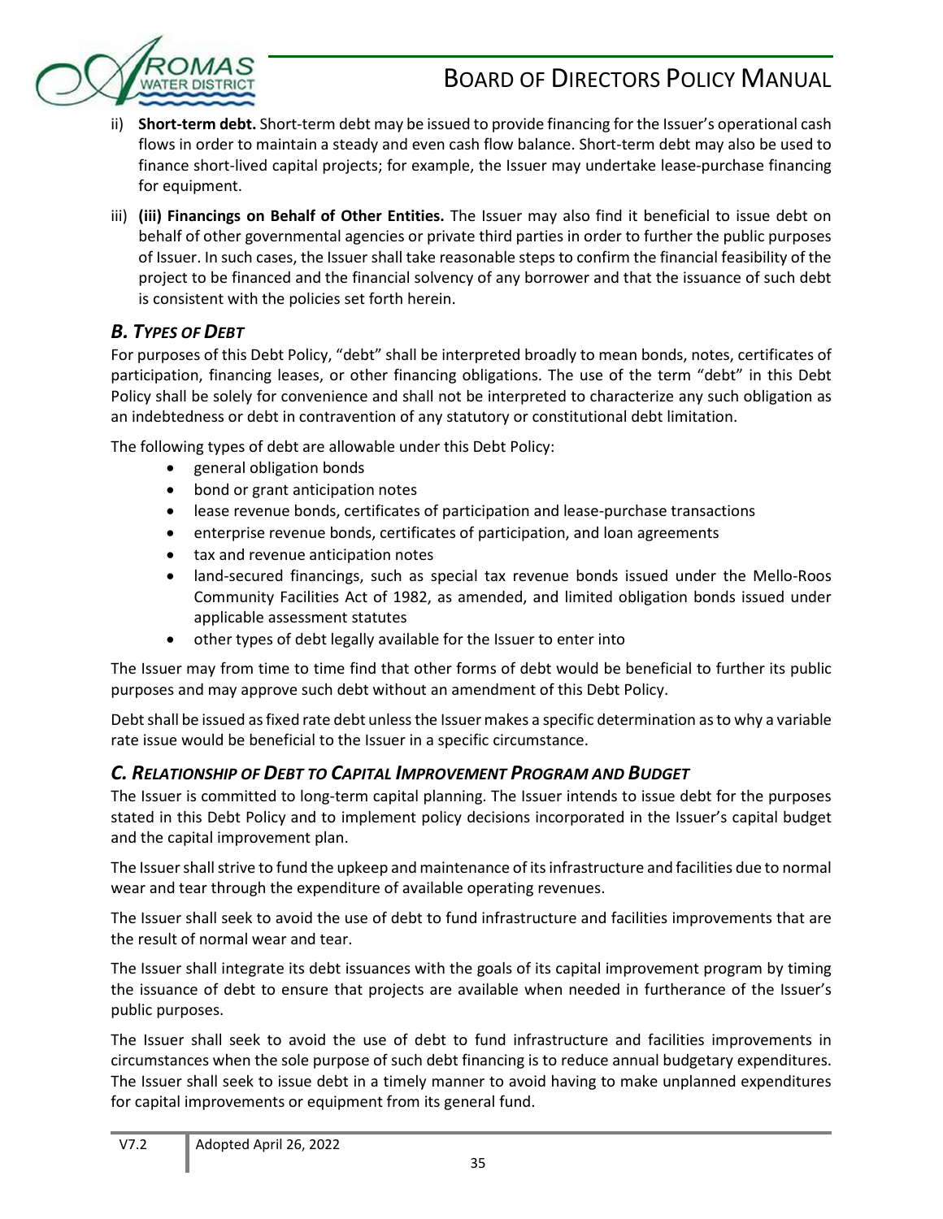ii) **Short-term debt.** Short-term debt may be issued to provide financing for the Issuer's operational cash flows in order to maintain a steady and even cash flow balance. Short-term debt may also be used to finance short-lived capital projects; for example, the Issuer may undertake lease-purchase financing for equipment.

iii) **(iii) Financings on Behalf of Other Entities.** The Issuer may also find it beneficial to issue debt on behalf of other governmental agencies or private third parties in order to further the public purposes of Issuer. In such cases, the Issuer shall take reasonable steps to confirm the financial feasibility of the project to be financed and the financial solvency of any borrower and that the issuance of such debt is consistent with the policies set forth herein.

### *B. Types of Debt*

For purposes of this Debt Policy, "debt" shall be interpreted broadly to mean bonds, notes, certificates of participation, financing leases, or other financing obligations. The use of the term "debt" in this Debt Policy shall be solely for convenience and shall not be interpreted to characterize any such obligation as an indebtedness or debt in contravention of any statutory or constitutional debt limitation.

The following types of debt are allowable under this Debt Policy:

- general obligation bonds
- bond or grant anticipation notes
- lease revenue bonds, certificates of participation and lease-purchase transactions
- enterprise revenue bonds, certificates of participation, and loan agreements
- tax and revenue anticipation notes
- land-secured financings, such as special tax revenue bonds issued under the Mello-Roos Community Facilities Act of 1982, as amended, and limited obligation bonds issued under applicable assessment statutes
- other types of debt legally available for the Issuer to enter into

The Issuer may from time to time find that other forms of debt would be beneficial to further its public purposes and may approve such debt without an amendment of this Debt Policy.

Debt shall be issued as fixed rate debt unless the Issuer makes a specific determination as to why a variable rate issue would be beneficial to the Issuer in a specific circumstance.

### *C. Relationship of Debt to Capital Improvement Program and Budget*

The Issuer is committed to long-term capital planning. The Issuer intends to issue debt for the purposes stated in this Debt Policy and to implement policy decisions incorporated in the Issuer's capital budget and the capital improvement plan.

The Issuer shall strive to fund the upkeep and maintenance of its infrastructure and facilities due to normal wear and tear through the expenditure of available operating revenues.

The Issuer shall seek to avoid the use of debt to fund infrastructure and facilities improvements that are the result of normal wear and tear.

The Issuer shall integrate its debt issuances with the goals of its capital improvement program by timing the issuance of debt to ensure that projects are available when needed in furtherance of the Issuer's public purposes.

The Issuer shall seek to avoid the use of debt to fund infrastructure and facilities improvements in circumstances when the sole purpose of such debt financing is to reduce annual budgetary expenditures. The Issuer shall seek to issue debt in a timely manner to avoid having to make unplanned expenditures for capital improvements or equipment from its general fund.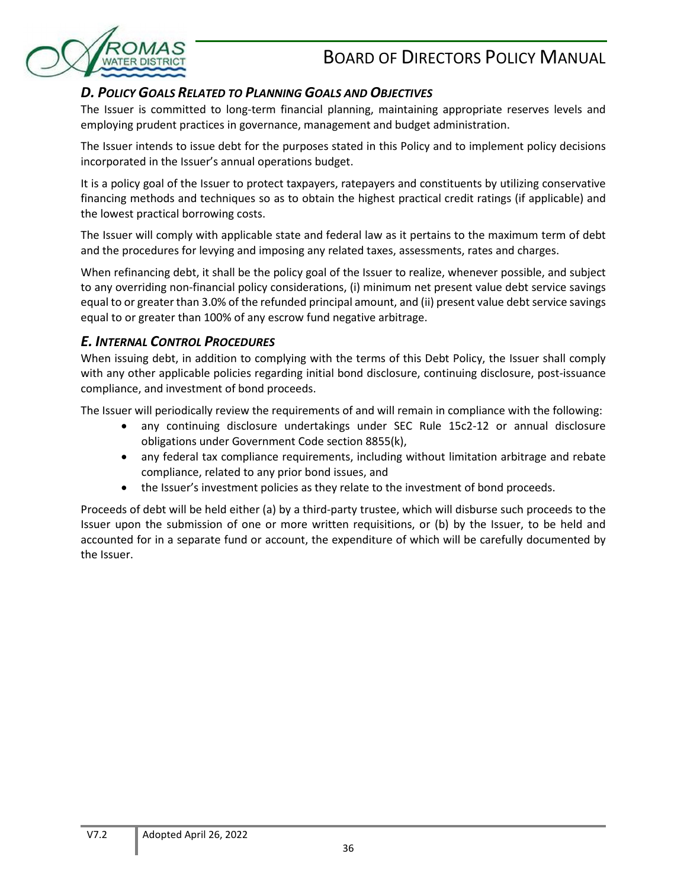### *D. Policy Goals Related to Planning Goals and Objectives*

The Issuer is committed to long-term financial planning, maintaining appropriate reserves levels and employing prudent practices in governance, management and budget administration.

The Issuer intends to issue debt for the purposes stated in this Policy and to implement policy decisions incorporated in the Issuer's annual operations budget.

It is a policy goal of the Issuer to protect taxpayers, ratepayers and constituents by utilizing conservative financing methods and techniques so as to obtain the highest practical credit ratings (if applicable) and the lowest practical borrowing costs.

The Issuer will comply with applicable state and federal law as it pertains to the maximum term of debt and the procedures for levying and imposing any related taxes, assessments, rates and charges.

When refinancing debt, it shall be the policy goal of the Issuer to realize, whenever possible, and subject to any overriding non-financial policy considerations, (i) minimum net present value debt service savings equal to or greater than 3.0% of the refunded principal amount, and (ii) present value debt service savings equal to or greater than 100% of any escrow fund negative arbitrage.

### *E. Internal Control Procedures*

When issuing debt, in addition to complying with the terms of this Debt Policy, the Issuer shall comply with any other applicable policies regarding initial bond disclosure, continuing disclosure, post-issuance compliance, and investment of bond proceeds.

The Issuer will periodically review the requirements of and will remain in compliance with the following:

- any continuing disclosure undertakings under SEC Rule 15c2-12 or annual disclosure obligations under Government Code section 8855(k),
- any federal tax compliance requirements, including without limitation arbitrage and rebate compliance, related to any prior bond issues, and
- the Issuer's investment policies as they relate to the investment of bond proceeds.

Proceeds of debt will be held either (a) by a third-party trustee, which will disburse such proceeds to the Issuer upon the submission of one or more written requisitions, or (b) by the Issuer, to be held and accounted for in a separate fund or account, the expenditure of which will be carefully documented by the Issuer.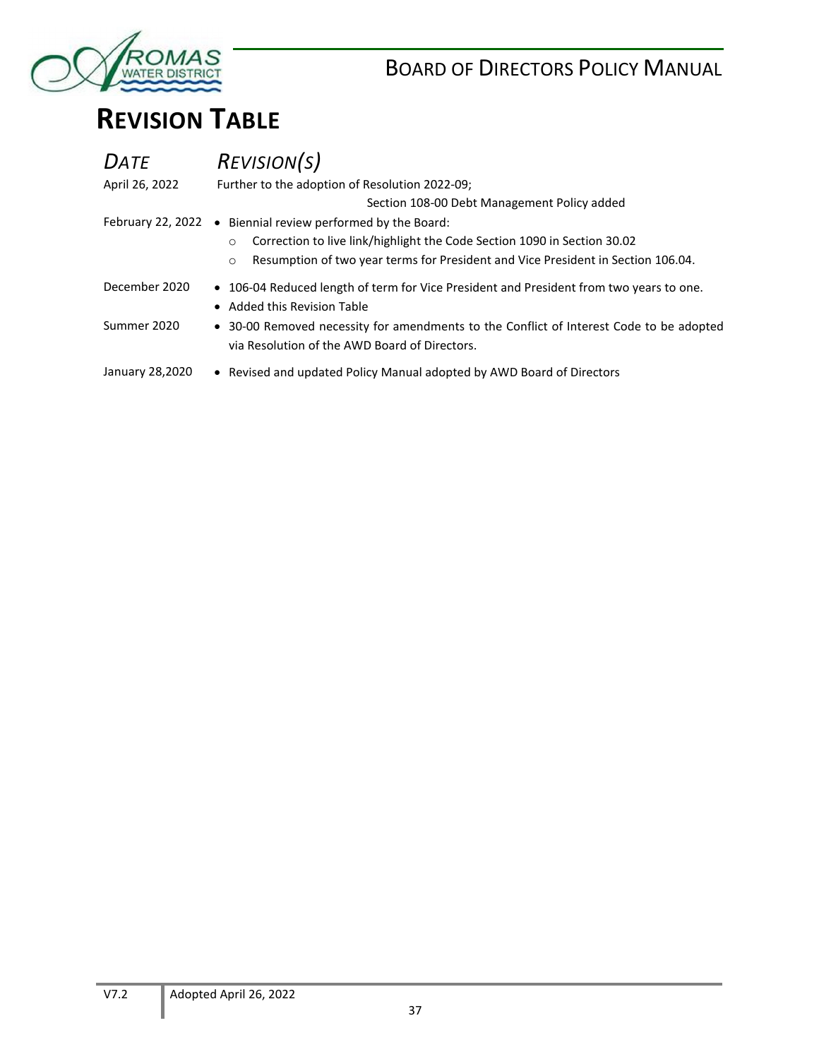# REVISION TABLE

| *DATE* | *REVISION(S)* |
| --- | --- |
| April 26, 2022 | Further to the adoption of Resolution 2022-09; Section 108-00 Debt Management Policy added |
| February 22, 2022 | • Biennial review performed by the Board:<br>○ Correction to live link/highlight the Code Section 1090 in Section 30.02<br>○ Resumption of two year terms for President and Vice President in Section 106.04. |
| December 2020 | • 106-04 Reduced length of term for Vice President and President from two years to one.<br>• Added this Revision Table |
| Summer 2020 | • 30-00 Removed necessity for amendments to the Conflict of Interest Code to be adopted via Resolution of the AWD Board of Directors. |
| January 28,2020 | • Revised and updated Policy Manual adopted by AWD Board of Directors |